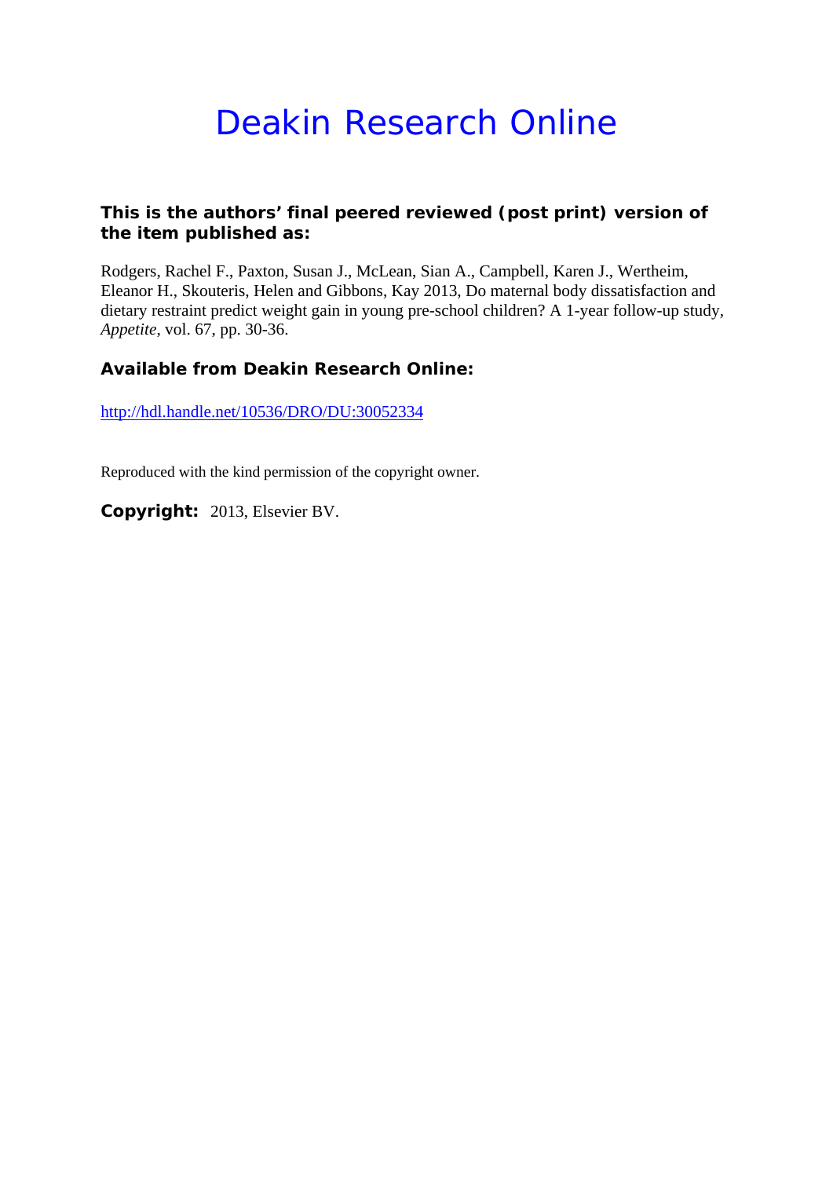# Deakin Research Online

**This is the authors' final peered reviewed (post print) version of the item published as:**

Rodgers, Rachel F., Paxton, Susan J., McLean, Sian A., Campbell, Karen J., Wertheim, Eleanor H., Skouteris, Helen and Gibbons, Kay 2013, Do maternal body dissatisfaction and dietary restraint predict weight gain in young pre-school children? A 1-year follow-up study, *Appetite*, vol. 67, pp. 30-36.

**Available from Deakin Research Online:**

http://hdl.handle.net/10536/DRO/DU:30052334

Reproduced with the kind permission of the copyright owner.

**Copyright:** 2013, Elsevier BV.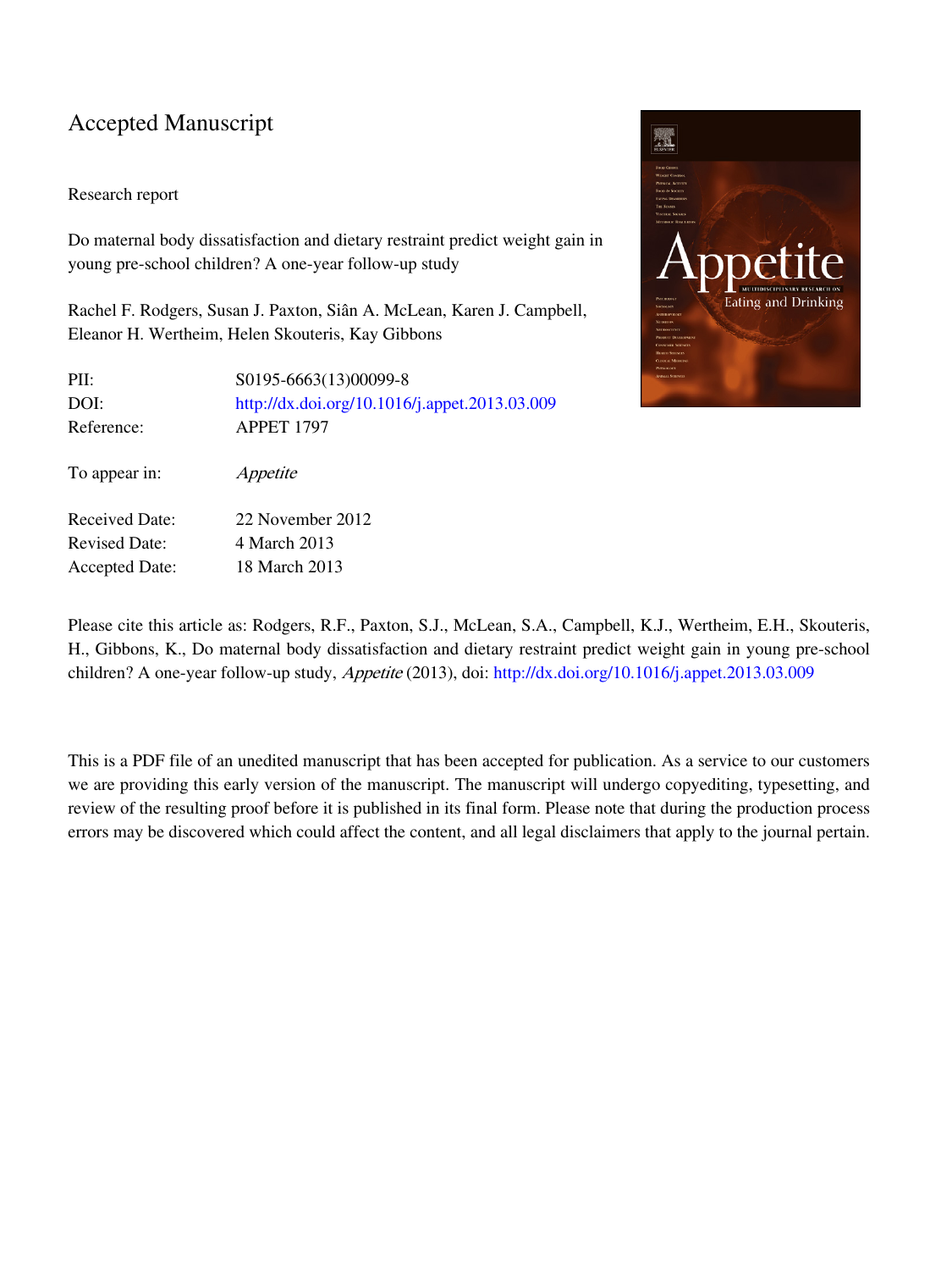# Accepted Manuscript

Research report

Do maternal body dissatisfaction and dietary restraint predict weight gain in young pre-school children? A one-year follow-up study

Rachel F. Rodgers, Susan J. Paxton, Siân A. McLean, Karen J. Campbell, Eleanor H. Wertheim, Helen Skouteris, Kay Gibbons

| | |
|---|---|
| PII: | S0195-6663(13)00099-8 |
| DOI: | http://dx.doi.org/10.1016/j.appet.2013.03.009 |
| Reference: | APPET 1797 |
| To appear in: | *Appetite* |
| Received Date: | 22 November 2012 |
| Revised Date: | 4 March 2013 |
| Accepted Date: | 18 March 2013 |

Please cite this article as: Rodgers, R.F., Paxton, S.J., McLean, S.A., Campbell, K.J., Wertheim, E.H., Skouteris, H., Gibbons, K., Do maternal body dissatisfaction and dietary restraint predict weight gain in young pre-school children? A one-year follow-up study, *Appetite* (2013), doi: http://dx.doi.org/10.1016/j.appet.2013.03.009

This is a PDF file of an unedited manuscript that has been accepted for publication. As a service to our customers we are providing this early version of the manuscript. The manuscript will undergo copyediting, typesetting, and review of the resulting proof before it is published in its final form. Please note that during the production process errors may be discovered which could affect the content, and all legal disclaimers that apply to the journal pertain.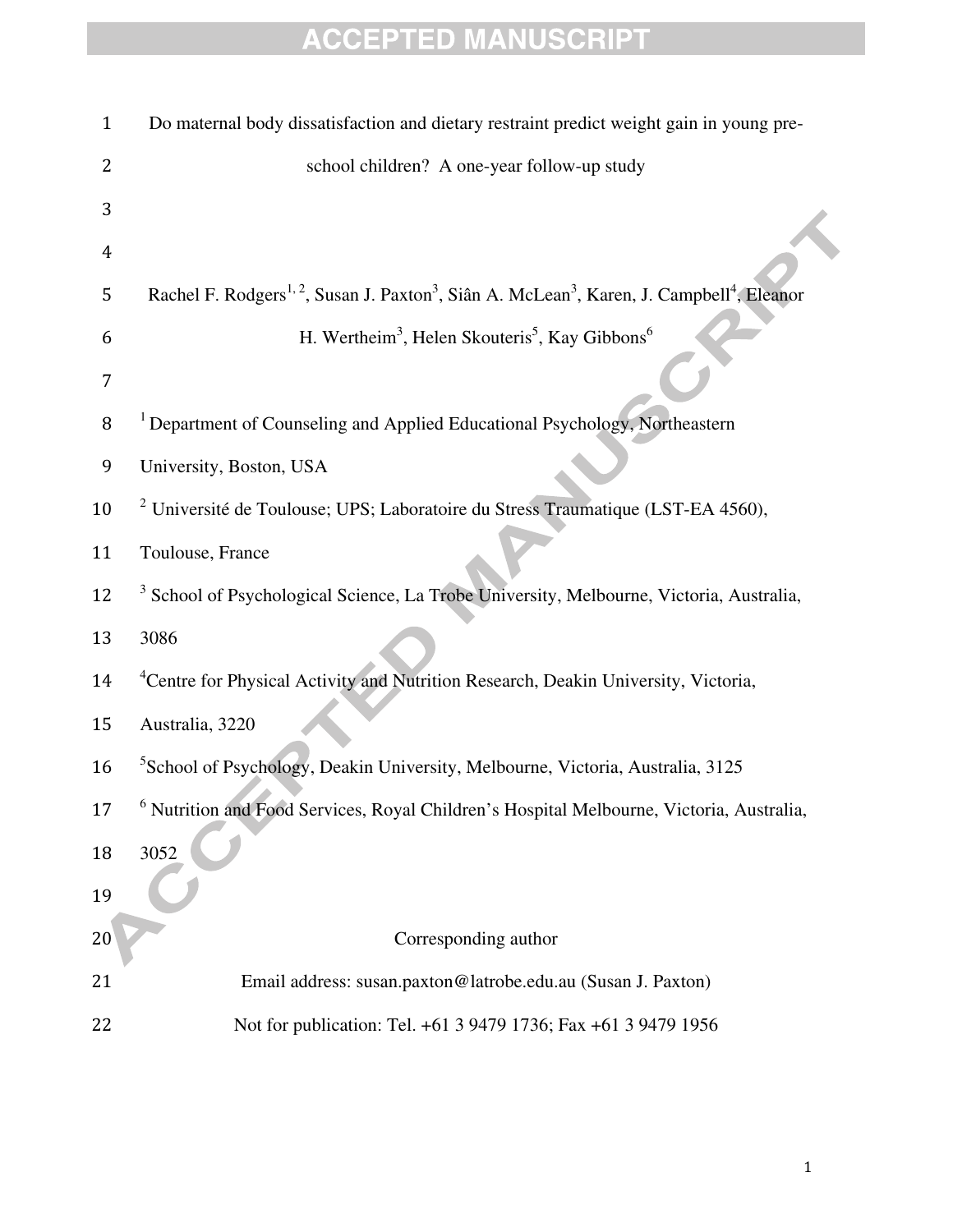# Do maternal body dissatisfaction and dietary restraint predict weight gain in young pre-school children? A one-year follow-up study

Rachel F. Rodgers[1, 2], Susan J. Paxton[3], Siân A. McLean[3], Karen, J. Campbell[4], Eleanor H. Wertheim[3], Helen Skouteris[5], Kay Gibbons[6]

[1] Department of Counseling and Applied Educational Psychology, Northeastern University, Boston, USA

[2] Université de Toulouse; UPS; Laboratoire du Stress Traumatique (LST-EA 4560), Toulouse, France

[3] School of Psychological Science, La Trobe University, Melbourne, Victoria, Australia, 3086

[4] Centre for Physical Activity and Nutrition Research, Deakin University, Victoria, Australia, 3220

[5] School of Psychology, Deakin University, Melbourne, Victoria, Australia, 3125

[6] Nutrition and Food Services, Royal Children's Hospital Melbourne, Victoria, Australia, 3052

Corresponding author

Email address: susan.paxton@latrobe.edu.au (Susan J. Paxton)

Not for publication: Tel. +61 3 9479 1736; Fax +61 3 9479 1956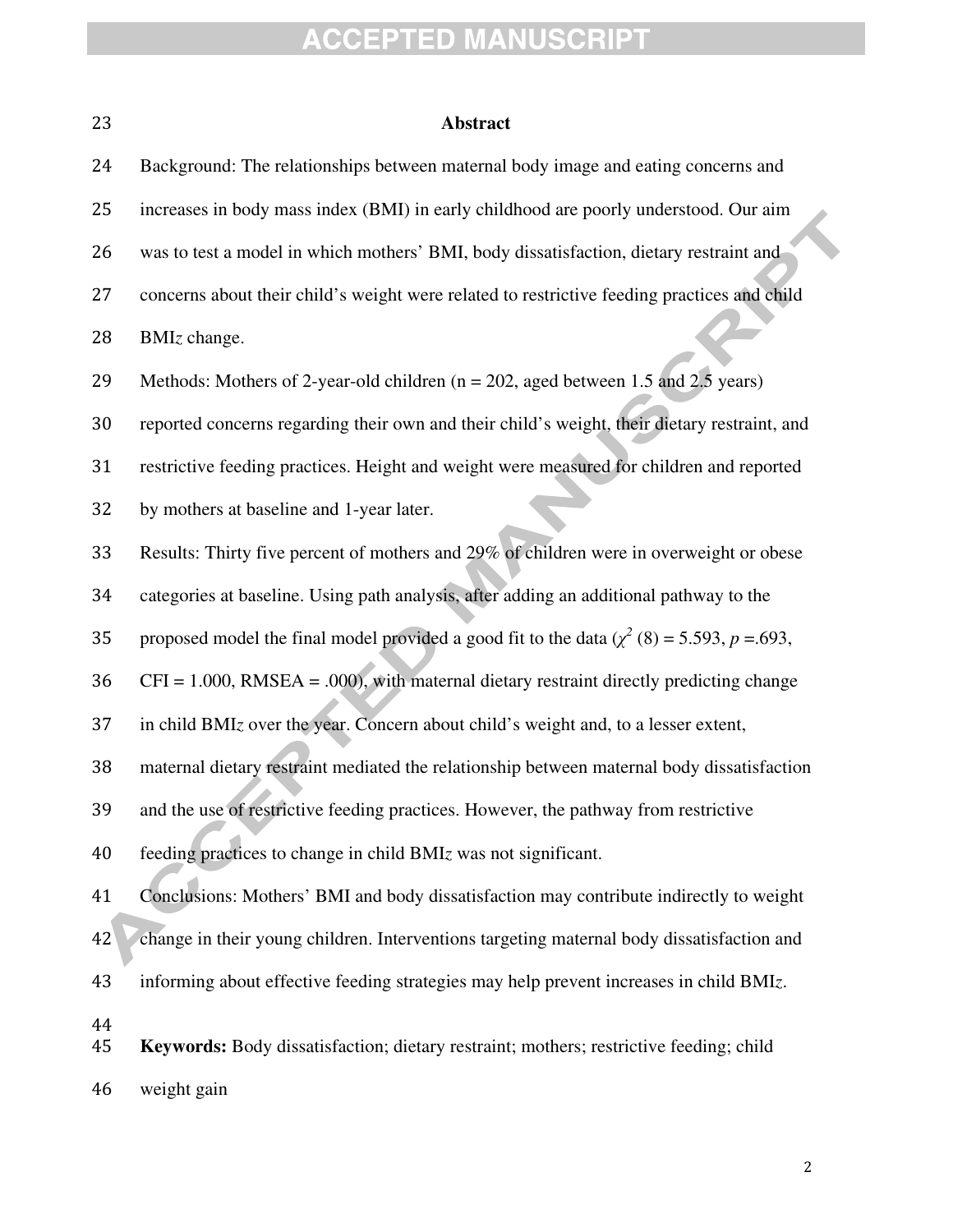## Abstract

Background: The relationships between maternal body image and eating concerns and increases in body mass index (BMI) in early childhood are poorly understood. Our aim was to test a model in which mothers' BMI, body dissatisfaction, dietary restraint and concerns about their child's weight were related to restrictive feeding practices and child BMI*z* change.

Methods: Mothers of 2-year-old children (n = 202, aged between 1.5 and 2.5 years) reported concerns regarding their own and their child's weight, their dietary restraint, and restrictive feeding practices. Height and weight were measured for children and reported by mothers at baseline and 1-year later.

Results: Thirty five percent of mothers and 29% of children were in overweight or obese categories at baseline. Using path analysis, after adding an additional pathway to the proposed model the final model provided a good fit to the data ($\chi^2$ (8) = 5.593, *p* =.693, CFI = 1.000, RMSEA = .000), with maternal dietary restraint directly predicting change in child BMI*z* over the year. Concern about child's weight and, to a lesser extent, maternal dietary restraint mediated the relationship between maternal body dissatisfaction and the use of restrictive feeding practices. However, the pathway from restrictive feeding practices to change in child BMI*z* was not significant.

Conclusions: Mothers' BMI and body dissatisfaction may contribute indirectly to weight change in their young children. Interventions targeting maternal body dissatisfaction and informing about effective feeding strategies may help prevent increases in child BMI*z*.

**Keywords:** Body dissatisfaction; dietary restraint; mothers; restrictive feeding; child weight gain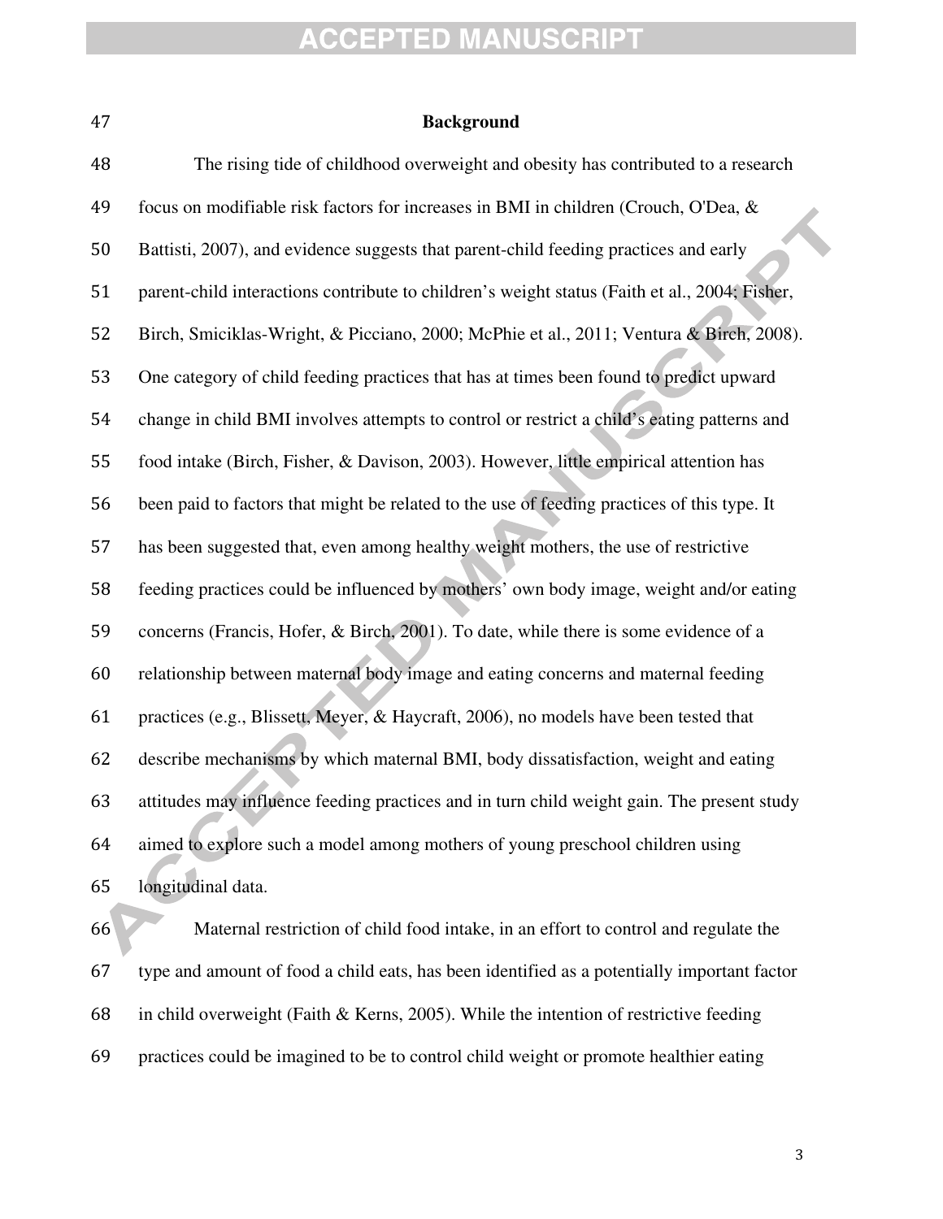## Background

The rising tide of childhood overweight and obesity has contributed to a research focus on modifiable risk factors for increases in BMI in children (Crouch, O'Dea, & Battisti, 2007), and evidence suggests that parent-child feeding practices and early parent-child interactions contribute to children's weight status (Faith et al., 2004; Fisher, Birch, Smiciklas-Wright, & Picciano, 2000; McPhie et al., 2011; Ventura & Birch, 2008). One category of child feeding practices that has at times been found to predict upward change in child BMI involves attempts to control or restrict a child's eating patterns and food intake (Birch, Fisher, & Davison, 2003). However, little empirical attention has been paid to factors that might be related to the use of feeding practices of this type. It has been suggested that, even among healthy weight mothers, the use of restrictive feeding practices could be influenced by mothers' own body image, weight and/or eating concerns (Francis, Hofer, & Birch, 2001). To date, while there is some evidence of a relationship between maternal body image and eating concerns and maternal feeding practices (e.g., Blissett, Meyer, & Haycraft, 2006), no models have been tested that describe mechanisms by which maternal BMI, body dissatisfaction, weight and eating attitudes may influence feeding practices and in turn child weight gain. The present study aimed to explore such a model among mothers of young preschool children using longitudinal data.

Maternal restriction of child food intake, in an effort to control and regulate the type and amount of food a child eats, has been identified as a potentially important factor in child overweight (Faith & Kerns, 2005). While the intention of restrictive feeding practices could be imagined to be to control child weight or promote healthier eating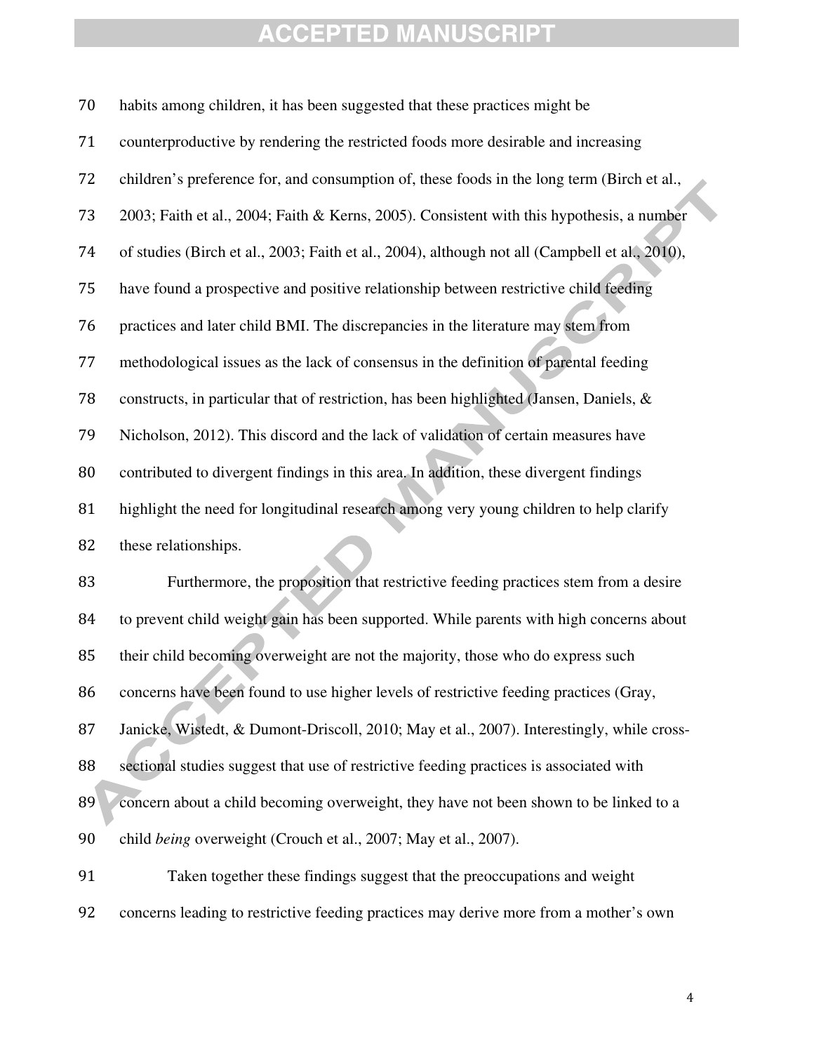habits among children, it has been suggested that these practices might be counterproductive by rendering the restricted foods more desirable and increasing children's preference for, and consumption of, these foods in the long term (Birch et al., 2003; Faith et al., 2004; Faith & Kerns, 2005). Consistent with this hypothesis, a number of studies (Birch et al., 2003; Faith et al., 2004), although not all (Campbell et al., 2010), have found a prospective and positive relationship between restrictive child feeding practices and later child BMI. The discrepancies in the literature may stem from methodological issues as the lack of consensus in the definition of parental feeding constructs, in particular that of restriction, has been highlighted (Jansen, Daniels, & Nicholson, 2012). This discord and the lack of validation of certain measures have contributed to divergent findings in this area. In addition, these divergent findings highlight the need for longitudinal research among very young children to help clarify these relationships.

Furthermore, the proposition that restrictive feeding practices stem from a desire to prevent child weight gain has been supported. While parents with high concerns about their child becoming overweight are not the majority, those who do express such concerns have been found to use higher levels of restrictive feeding practices (Gray, Janicke, Wistedt, & Dumont-Driscoll, 2010; May et al., 2007). Interestingly, while cross-sectional studies suggest that use of restrictive feeding practices is associated with concern about a child becoming overweight, they have not been shown to be linked to a child *being* overweight (Crouch et al., 2007; May et al., 2007).

Taken together these findings suggest that the preoccupations and weight concerns leading to restrictive feeding practices may derive more from a mother's own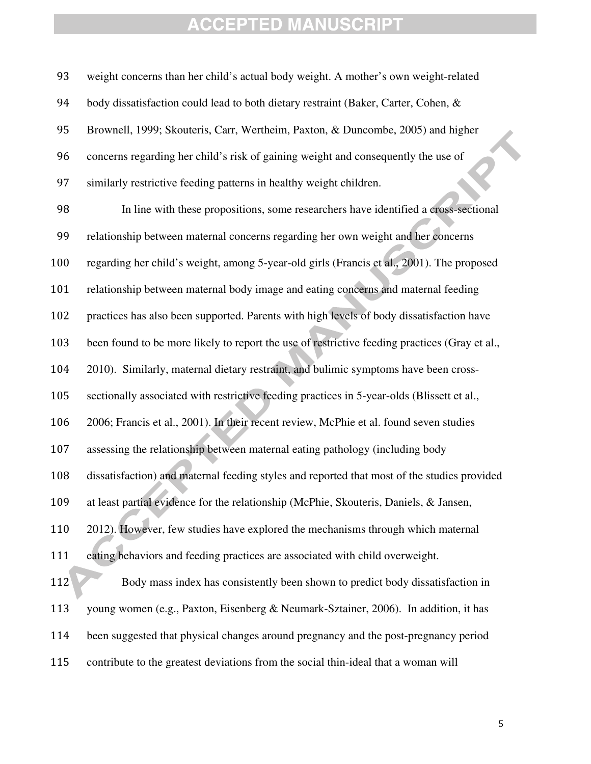weight concerns than her child's actual body weight. A mother's own weight-related body dissatisfaction could lead to both dietary restraint (Baker, Carter, Cohen, & Brownell, 1999; Skouteris, Carr, Wertheim, Paxton, & Duncombe, 2005) and higher concerns regarding her child's risk of gaining weight and consequently the use of similarly restrictive feeding patterns in healthy weight children.

In line with these propositions, some researchers have identified a cross-sectional relationship between maternal concerns regarding her own weight and her concerns regarding her child's weight, among 5-year-old girls (Francis et al., 2001). The proposed relationship between maternal body image and eating concerns and maternal feeding practices has also been supported. Parents with high levels of body dissatisfaction have been found to be more likely to report the use of restrictive feeding practices (Gray et al., 2010). Similarly, maternal dietary restraint, and bulimic symptoms have been cross-sectionally associated with restrictive feeding practices in 5-year-olds (Blissett et al., 2006; Francis et al., 2001). In their recent review, McPhie et al. found seven studies assessing the relationship between maternal eating pathology (including body dissatisfaction) and maternal feeding styles and reported that most of the studies provided at least partial evidence for the relationship (McPhie, Skouteris, Daniels, & Jansen, 2012). However, few studies have explored the mechanisms through which maternal eating behaviors and feeding practices are associated with child overweight.

Body mass index has consistently been shown to predict body dissatisfaction in young women (e.g., Paxton, Eisenberg & Neumark-Sztainer, 2006). In addition, it has been suggested that physical changes around pregnancy and the post-pregnancy period contribute to the greatest deviations from the social thin-ideal that a woman will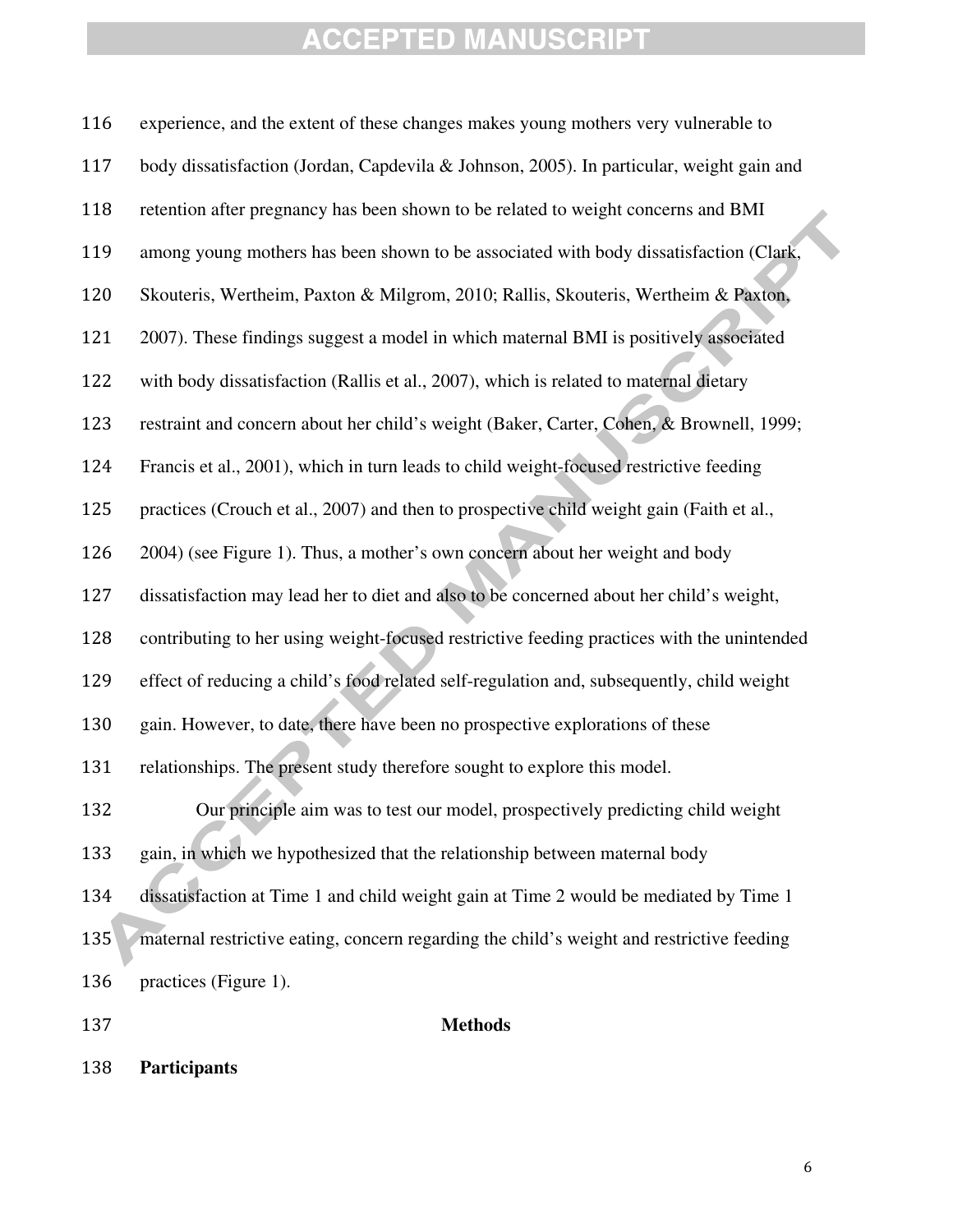experience, and the extent of these changes makes young mothers very vulnerable to body dissatisfaction (Jordan, Capdevila & Johnson, 2005). In particular, weight gain and retention after pregnancy has been shown to be related to weight concerns and BMI among young mothers has been shown to be associated with body dissatisfaction (Clark, Skouteris, Wertheim, Paxton & Milgrom, 2010; Rallis, Skouteris, Wertheim & Paxton, 2007). These findings suggest a model in which maternal BMI is positively associated with body dissatisfaction (Rallis et al., 2007), which is related to maternal dietary restraint and concern about her child's weight (Baker, Carter, Cohen, & Brownell, 1999; Francis et al., 2001), which in turn leads to child weight-focused restrictive feeding practices (Crouch et al., 2007) and then to prospective child weight gain (Faith et al., 2004) (see Figure 1). Thus, a mother's own concern about her weight and body dissatisfaction may lead her to diet and also to be concerned about her child's weight, contributing to her using weight-focused restrictive feeding practices with the unintended effect of reducing a child's food related self-regulation and, subsequently, child weight gain. However, to date, there have been no prospective explorations of these relationships. The present study therefore sought to explore this model.

Our principle aim was to test our model, prospectively predicting child weight gain, in which we hypothesized that the relationship between maternal body dissatisfaction at Time 1 and child weight gain at Time 2 would be mediated by Time 1 maternal restrictive eating, concern regarding the child's weight and restrictive feeding practices (Figure 1).

## Methods

### Participants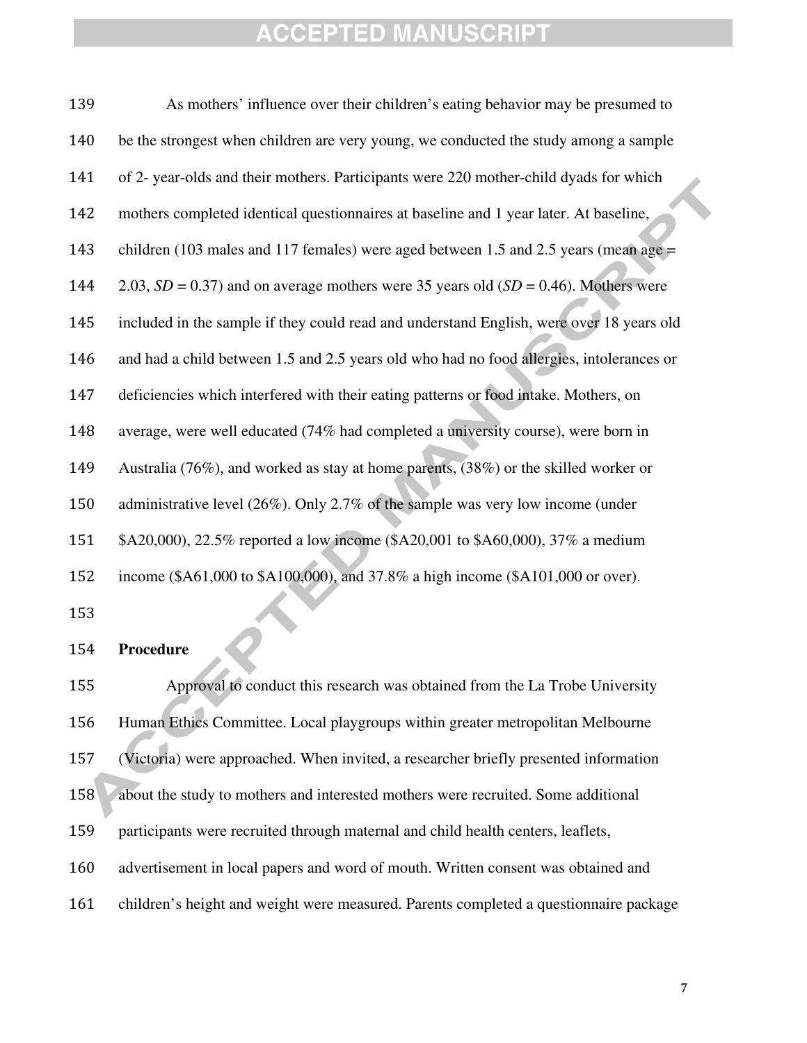As mothers' influence over their children's eating behavior may be presumed to be the strongest when children are very young, we conducted the study among a sample of 2- year-olds and their mothers. Participants were 220 mother-child dyads for which mothers completed identical questionnaires at baseline and 1 year later. At baseline, children (103 males and 117 females) were aged between 1.5 and 2.5 years (mean age = 2.03, *SD* = 0.37) and on average mothers were 35 years old (*SD* = 0.46). Mothers were included in the sample if they could read and understand English, were over 18 years old and had a child between 1.5 and 2.5 years old who had no food allergies, intolerances or deficiencies which interfered with their eating patterns or food intake. Mothers, on average, were well educated (74% had completed a university course), were born in Australia (76%), and worked as stay at home parents, (38%) or the skilled worker or administrative level (26%). Only 2.7% of the sample was very low income (under $A20,000), 22.5% reported a low income ($A20,001 to $A60,000), 37% a medium income ($A61,000 to $A100,000), and 37.8% a high income ($A101,000 or over).

**Procedure**

Approval to conduct this research was obtained from the La Trobe University Human Ethics Committee. Local playgroups within greater metropolitan Melbourne (Victoria) were approached. When invited, a researcher briefly presented information about the study to mothers and interested mothers were recruited. Some additional participants were recruited through maternal and child health centers, leaflets, advertisement in local papers and word of mouth. Written consent was obtained and children's height and weight were measured. Parents completed a questionnaire package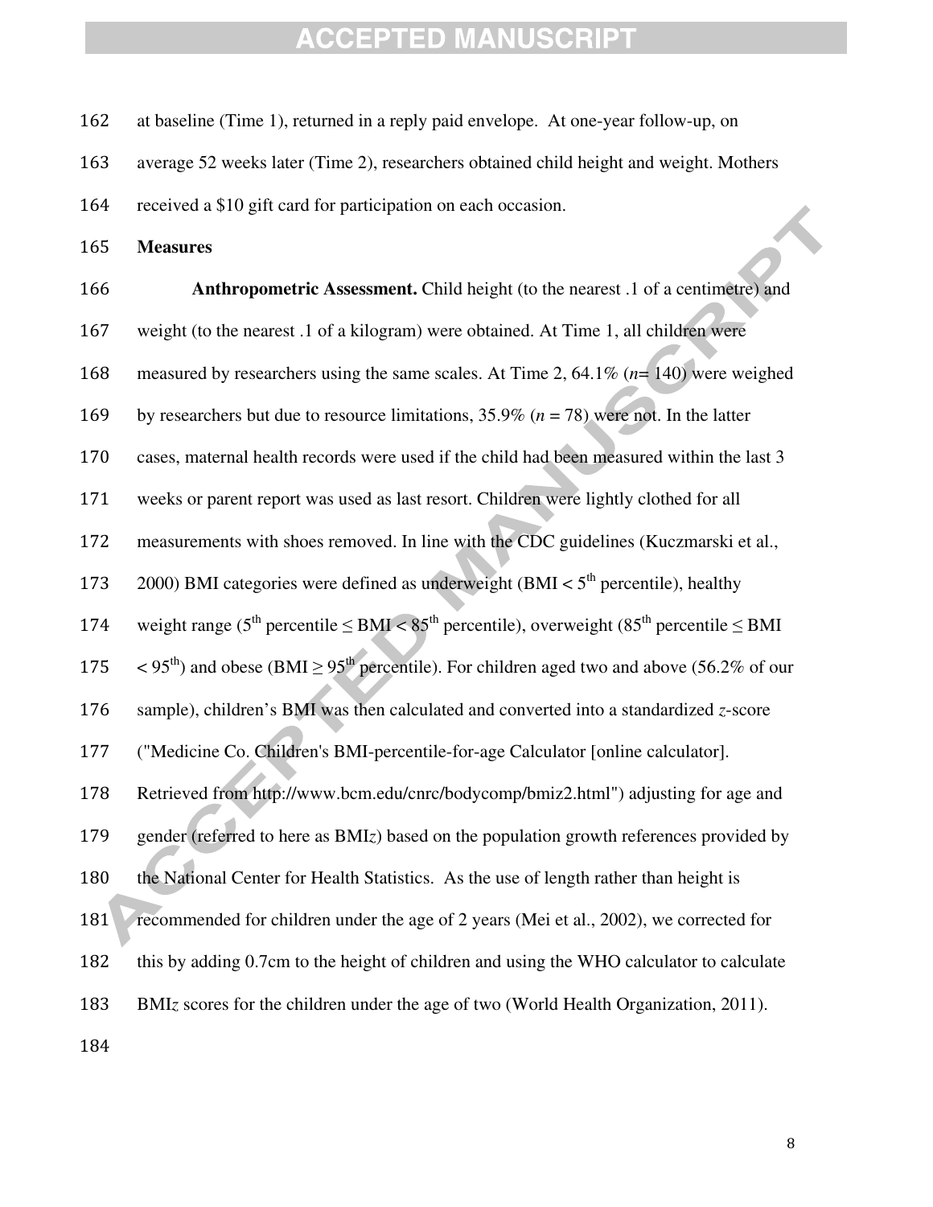at baseline (Time 1), returned in a reply paid envelope. At one-year follow-up, on average 52 weeks later (Time 2), researchers obtained child height and weight. Mothers received a $10 gift card for participation on each occasion.

## Measures

**Anthropometric Assessment.** Child height (to the nearest .1 of a centimetre) and weight (to the nearest .1 of a kilogram) were obtained. At Time 1, all children were measured by researchers using the same scales. At Time 2, 64.1% ($n$= 140) were weighed by researchers but due to resource limitations, 35.9% ($n$ = 78) were not. In the latter cases, maternal health records were used if the child had been measured within the last 3 weeks or parent report was used as last resort. Children were lightly clothed for all measurements with shoes removed. In line with the CDC guidelines (Kuczmarski et al., 2000) BMI categories were defined as underweight (BMI < $5^{th}$ percentile), healthy weight range ($5^{th}$ percentile ≤ BMI < $85^{th}$ percentile), overweight ($85^{th}$ percentile ≤ BMI < $95^{th}$) and obese (BMI ≥ $95^{th}$ percentile). For children aged two and above (56.2% of our sample), children's BMI was then calculated and converted into a standardized $z$-score ("Medicine Co. Children's BMI-percentile-for-age Calculator [online calculator]. Retrieved from http://www.bcm.edu/cnrc/bodycomp/bmiz2.html") adjusting for age and gender (referred to here as BMI$z$) based on the population growth references provided by the National Center for Health Statistics. As the use of length rather than height is recommended for children under the age of 2 years (Mei et al., 2002), we corrected for this by adding 0.7cm to the height of children and using the WHO calculator to calculate BMI$z$ scores for the children under the age of two (World Health Organization, 2011).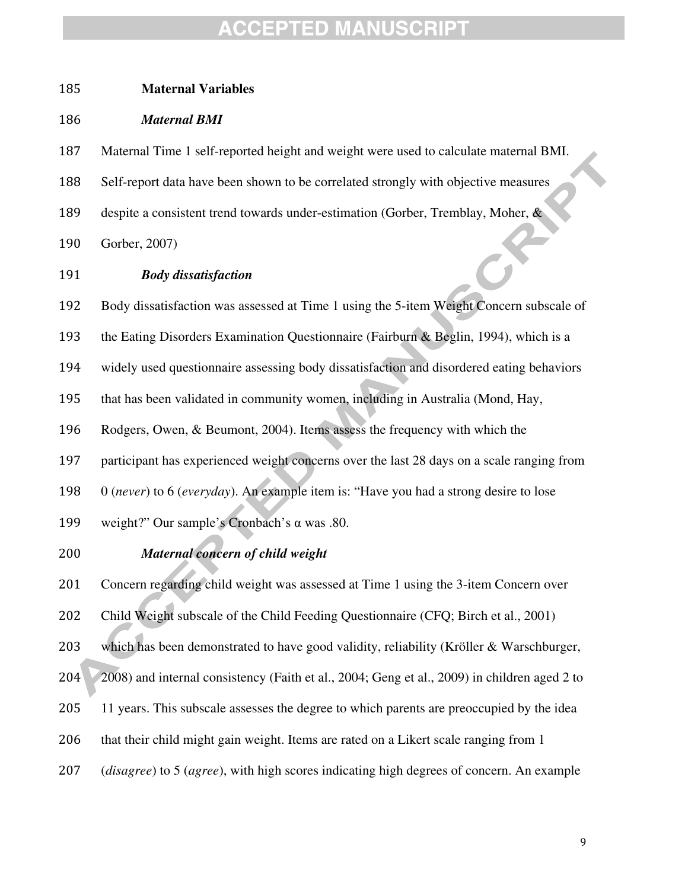## Maternal Variables

### *Maternal BMI*

Maternal Time 1 self-reported height and weight were used to calculate maternal BMI. Self-report data have been shown to be correlated strongly with objective measures despite a consistent trend towards under-estimation (Gorber, Tremblay, Moher, & Gorber, 2007)

### *Body dissatisfaction*

Body dissatisfaction was assessed at Time 1 using the 5-item Weight Concern subscale of the Eating Disorders Examination Questionnaire (Fairburn & Beglin, 1994), which is a widely used questionnaire assessing body dissatisfaction and disordered eating behaviors that has been validated in community women, including in Australia (Mond, Hay, Rodgers, Owen, & Beumont, 2004). Items assess the frequency with which the participant has experienced weight concerns over the last 28 days on a scale ranging from 0 (*never*) to 6 (*everyday*). An example item is: "Have you had a strong desire to lose weight?" Our sample's Cronbach's α was .80.

### *Maternal concern of child weight*

Concern regarding child weight was assessed at Time 1 using the 3-item Concern over Child Weight subscale of the Child Feeding Questionnaire (CFQ; Birch et al., 2001) which has been demonstrated to have good validity, reliability (Kröller & Warschburger, 2008) and internal consistency (Faith et al., 2004; Geng et al., 2009) in children aged 2 to 11 years. This subscale assesses the degree to which parents are preoccupied by the idea that their child might gain weight. Items are rated on a Likert scale ranging from 1 (*disagree*) to 5 (*agree*), with high scores indicating high degrees of concern. An example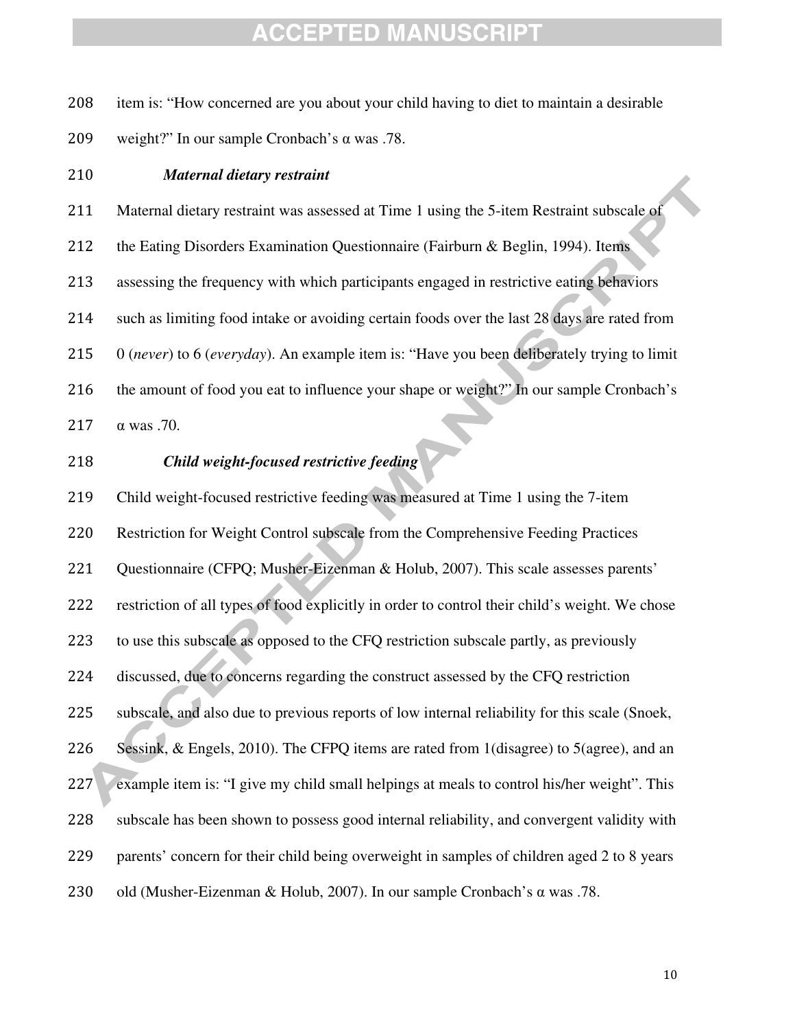item is: "How concerned are you about your child having to diet to maintain a desirable weight?" In our sample Cronbach's α was .78.

### *Maternal dietary restraint*

Maternal dietary restraint was assessed at Time 1 using the 5-item Restraint subscale of the Eating Disorders Examination Questionnaire (Fairburn & Beglin, 1994). Items assessing the frequency with which participants engaged in restrictive eating behaviors such as limiting food intake or avoiding certain foods over the last 28 days are rated from 0 (*never*) to 6 (*everyday*). An example item is: "Have you been deliberately trying to limit the amount of food you eat to influence your shape or weight?" In our sample Cronbach's α was .70.

### *Child weight-focused restrictive feeding*

Child weight-focused restrictive feeding was measured at Time 1 using the 7-item Restriction for Weight Control subscale from the Comprehensive Feeding Practices Questionnaire (CFPQ; Musher-Eizenman & Holub, 2007). This scale assesses parents' restriction of all types of food explicitly in order to control their child's weight. We chose to use this subscale as opposed to the CFQ restriction subscale partly, as previously discussed, due to concerns regarding the construct assessed by the CFQ restriction subscale, and also due to previous reports of low internal reliability for this scale (Snoek, Sessink, & Engels, 2010). The CFPQ items are rated from 1(disagree) to 5(agree), and an example item is: "I give my child small helpings at meals to control his/her weight". This subscale has been shown to possess good internal reliability, and convergent validity with parents' concern for their child being overweight in samples of children aged 2 to 8 years old (Musher-Eizenman & Holub, 2007). In our sample Cronbach's α was .78.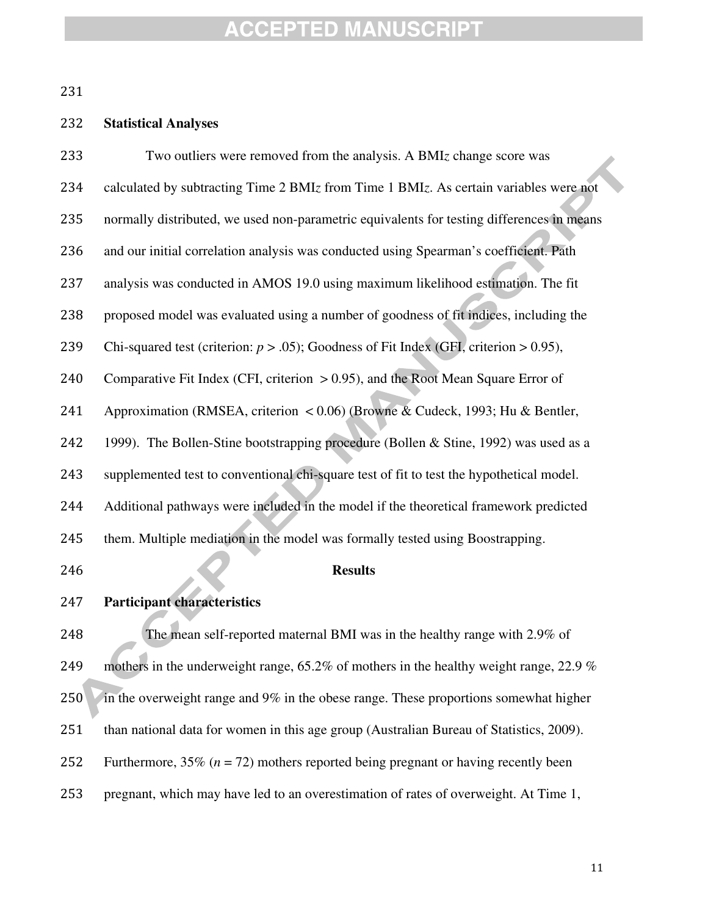## Statistical Analyses

Two outliers were removed from the analysis. A BMI*z* change score was calculated by subtracting Time 2 BMI*z* from Time 1 BMI*z*. As certain variables were not normally distributed, we used non-parametric equivalents for testing differences in means and our initial correlation analysis was conducted using Spearman's coefficient. Path analysis was conducted in AMOS 19.0 using maximum likelihood estimation. The fit proposed model was evaluated using a number of goodness of fit indices, including the Chi-squared test (criterion: $p > .05$); Goodness of Fit Index (GFI, criterion $> 0.95$), Comparative Fit Index (CFI, criterion $> 0.95$), and the Root Mean Square Error of Approximation (RMSEA, criterion $< 0.06$) (Browne & Cudeck, 1993; Hu & Bentler, 1999). The Bollen-Stine bootstrapping procedure (Bollen & Stine, 1992) was used as a supplemented test to conventional chi-square test of fit to test the hypothetical model. Additional pathways were included in the model if the theoretical framework predicted them. Multiple mediation in the model was formally tested using Boostrapping.

# Results

## Participant characteristics

The mean self-reported maternal BMI was in the healthy range with 2.9% of mothers in the underweight range, 65.2% of mothers in the healthy weight range, 22.9 % in the overweight range and 9% in the obese range. These proportions somewhat higher than national data for women in this age group (Australian Bureau of Statistics, 2009). Furthermore, 35% ($n = 72$) mothers reported being pregnant or having recently been pregnant, which may have led to an overestimation of rates of overweight. At Time 1,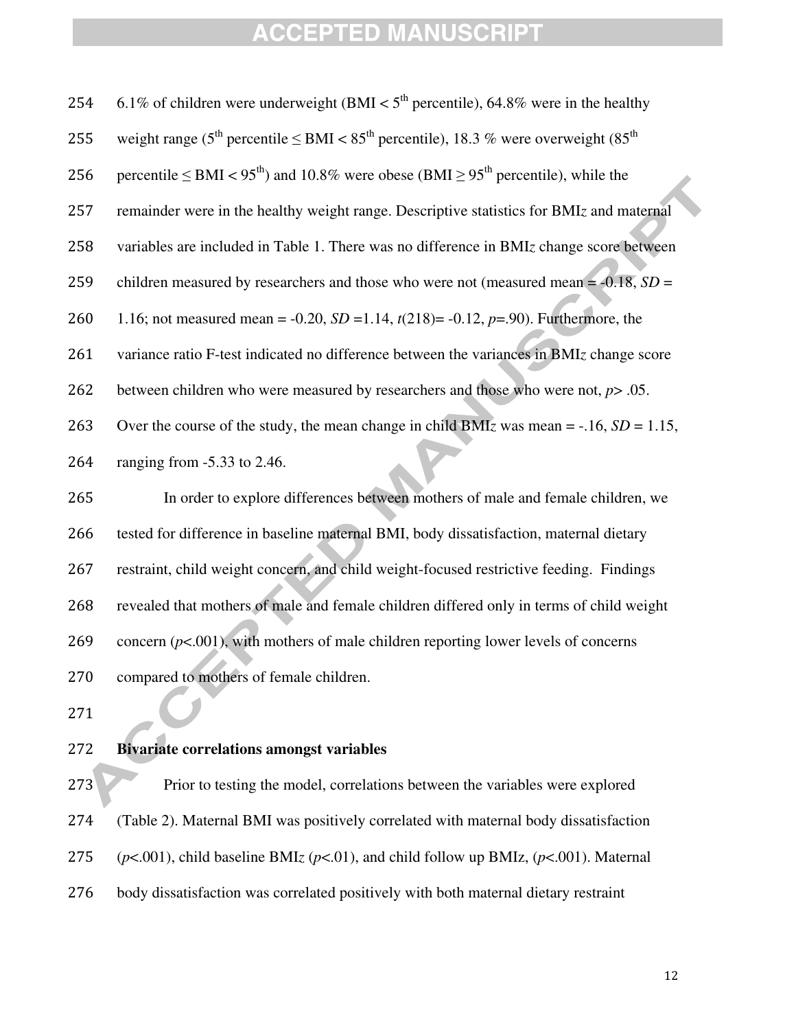6.1% of children were underweight (BMI < 5th percentile), 64.8% were in the healthy weight range (5th percentile ≤ BMI < 85th percentile), 18.3 % were overweight (85th percentile ≤ BMI < 95th) and 10.8% were obese (BMI ≥ 95th percentile), while the remainder were in the healthy weight range. Descriptive statistics for BMI*z* and maternal variables are included in Table 1. There was no difference in BMI*z* change score between children measured by researchers and those who were not (measured mean = -0.18, *SD* = 1.16; not measured mean = -0.20, *SD* =1.14, $t(218)= -0.12$, $p=.90$). Furthermore, the variance ratio F-test indicated no difference between the variances in BMI*z* change score between children who were measured by researchers and those who were not, $p> .05$. Over the course of the study, the mean change in child BMI*z* was mean = -.16, *SD* = 1.15, ranging from -5.33 to 2.46.

In order to explore differences between mothers of male and female children, we tested for difference in baseline maternal BMI, body dissatisfaction, maternal dietary restraint, child weight concern, and child weight-focused restrictive feeding. Findings revealed that mothers of male and female children differed only in terms of child weight concern ($p<.001$), with mothers of male children reporting lower levels of concerns compared to mothers of female children.

**Bivariate correlations amongst variables**

Prior to testing the model, correlations between the variables were explored (Table 2). Maternal BMI was positively correlated with maternal body dissatisfaction ($p<.001$), child baseline BMI*z* ($p<.01$), and child follow up BMIz, ($p<.001$). Maternal body dissatisfaction was correlated positively with both maternal dietary restraint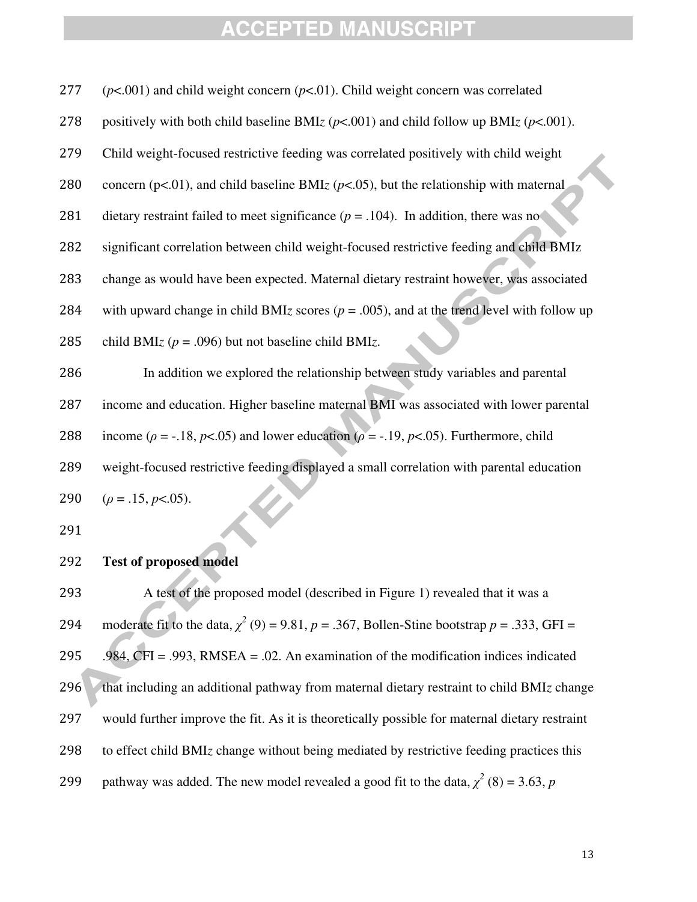($p<.001$) and child weight concern ($p<.01$). Child weight concern was correlated positively with both child baseline BMI*z* ($p<.001$) and child follow up BMI*z* ($p<.001$). Child weight-focused restrictive feeding was correlated positively with child weight concern (p<.01), and child baseline BMI*z* ($p<.05$), but the relationship with maternal dietary restraint failed to meet significance ($p = .104$). In addition, there was no significant correlation between child weight-focused restrictive feeding and child BMIz change as would have been expected. Maternal dietary restraint however, was associated with upward change in child BMI*z* scores ($p = .005$), and at the trend level with follow up child BMI*z* ($p = .096$) but not baseline child BMI*z*.

In addition we explored the relationship between study variables and parental income and education. Higher baseline maternal BMI was associated with lower parental income ($\rho = -.18$, $p<.05$) and lower education ($\rho = -.19$, $p<.05$). Furthermore, child weight-focused restrictive feeding displayed a small correlation with parental education ($\rho = .15$, $p<.05$).

**Test of proposed model**

A test of the proposed model (described in Figure 1) revealed that it was a moderate fit to the data, $\chi^2$ (9) = 9.81, $p = .367$, Bollen-Stine bootstrap $p = .333$, GFI = .984, CFI = .993, RMSEA = .02. An examination of the modification indices indicated that including an additional pathway from maternal dietary restraint to child BMI*z* change would further improve the fit. As it is theoretically possible for maternal dietary restraint to effect child BMI*z* change without being mediated by restrictive feeding practices this pathway was added. The new model revealed a good fit to the data, $\chi^2$ (8) = 3.63, *p*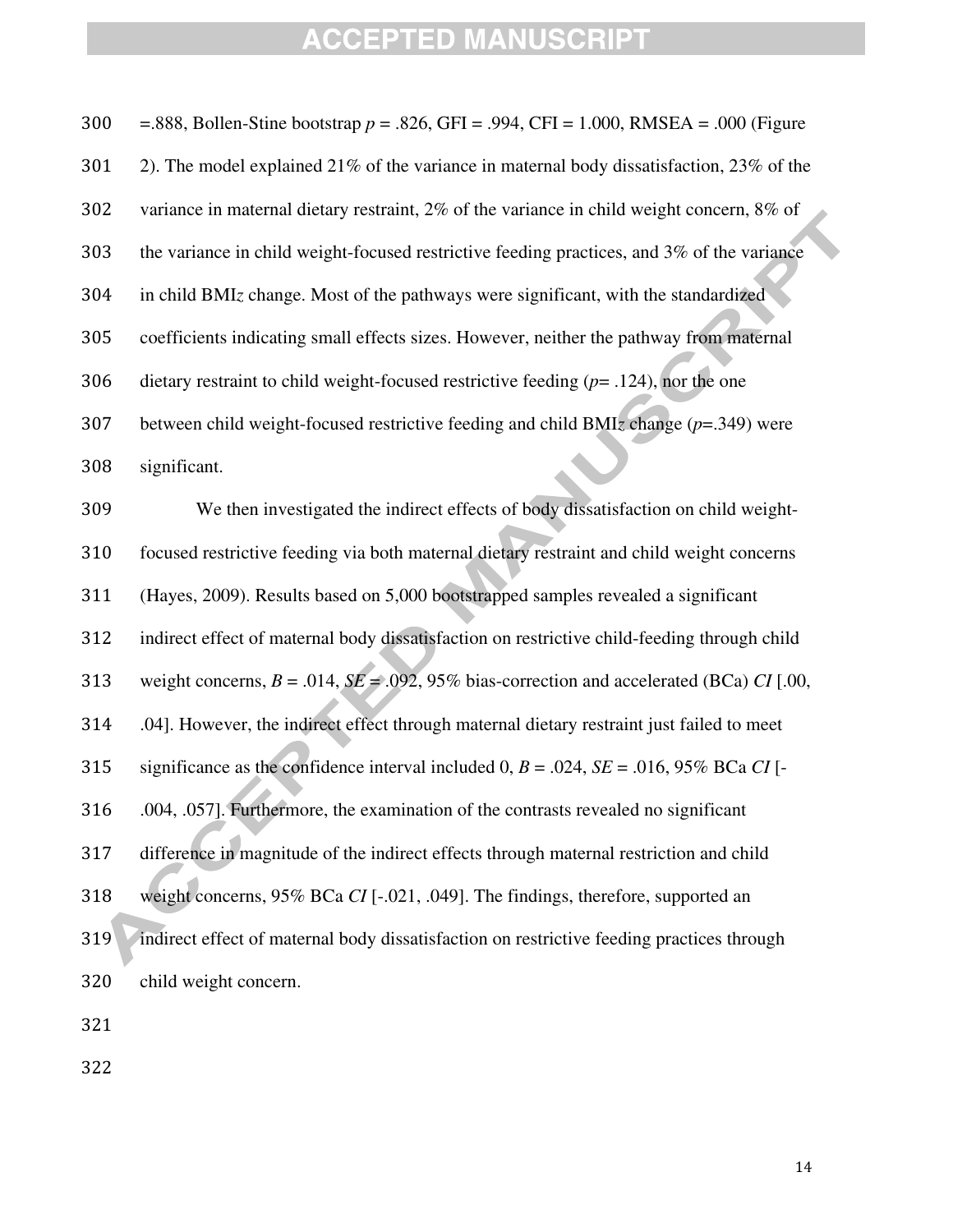=.888, Bollen-Stine bootstrap $p$ = .826, GFI = .994, CFI = 1.000, RMSEA = .000 (Figure 2). The model explained 21% of the variance in maternal body dissatisfaction, 23% of the variance in maternal dietary restraint, 2% of the variance in child weight concern, 8% of the variance in child weight-focused restrictive feeding practices, and 3% of the variance in child BMI$z$ change. Most of the pathways were significant, with the standardized coefficients indicating small effects sizes. However, neither the pathway from maternal dietary restraint to child weight-focused restrictive feeding ($p$= .124), nor the one between child weight-focused restrictive feeding and child BMI$z$ change ($p$=.349) were significant.

We then investigated the indirect effects of body dissatisfaction on child weight-focused restrictive feeding via both maternal dietary restraint and child weight concerns (Hayes, 2009). Results based on 5,000 bootstrapped samples revealed a significant indirect effect of maternal body dissatisfaction on restrictive child-feeding through child weight concerns, $B$ = .014, $SE$ = .092, 95% bias-correction and accelerated (BCa) $CI$ [.00, .04]. However, the indirect effect through maternal dietary restraint just failed to meet significance as the confidence interval included 0, $B$ = .024, $SE$ = .016, 95% BCa $CI$ [-.004, .057]. Furthermore, the examination of the contrasts revealed no significant difference in magnitude of the indirect effects through maternal restriction and child weight concerns, 95% BCa $CI$ [-.021, .049]. The findings, therefore, supported an indirect effect of maternal body dissatisfaction on restrictive feeding practices through child weight concern.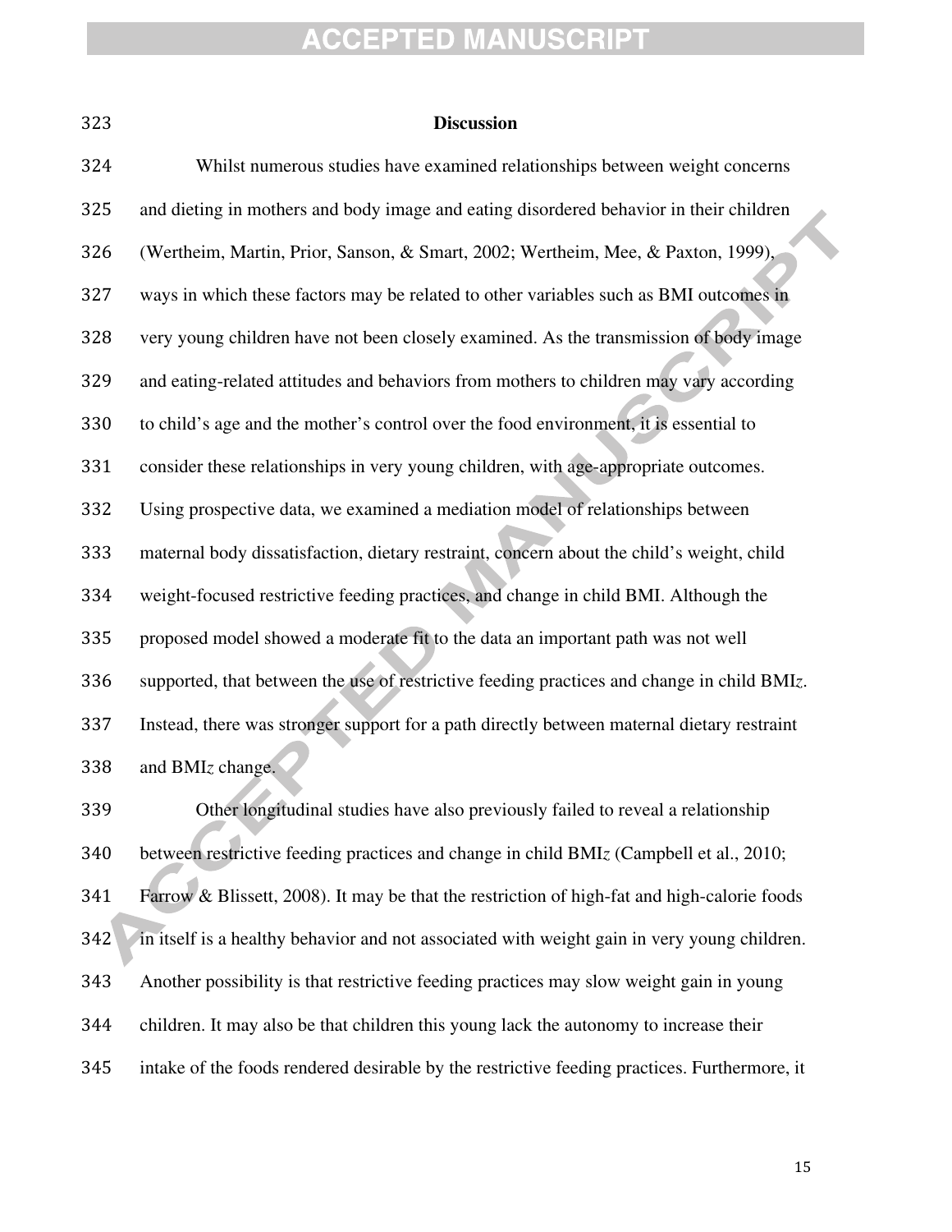## Discussion

Whilst numerous studies have examined relationships between weight concerns and dieting in mothers and body image and eating disordered behavior in their children (Wertheim, Martin, Prior, Sanson, & Smart, 2002; Wertheim, Mee, & Paxton, 1999), ways in which these factors may be related to other variables such as BMI outcomes in very young children have not been closely examined. As the transmission of body image and eating-related attitudes and behaviors from mothers to children may vary according to child's age and the mother's control over the food environment, it is essential to consider these relationships in very young children, with age-appropriate outcomes. Using prospective data, we examined a mediation model of relationships between maternal body dissatisfaction, dietary restraint, concern about the child's weight, child weight-focused restrictive feeding practices, and change in child BMI. Although the proposed model showed a moderate fit to the data an important path was not well supported, that between the use of restrictive feeding practices and change in child BMI*z*. Instead, there was stronger support for a path directly between maternal dietary restraint and BMI*z* change.

Other longitudinal studies have also previously failed to reveal a relationship between restrictive feeding practices and change in child BMI*z* (Campbell et al., 2010; Farrow & Blissett, 2008). It may be that the restriction of high-fat and high-calorie foods in itself is a healthy behavior and not associated with weight gain in very young children. Another possibility is that restrictive feeding practices may slow weight gain in young children. It may also be that children this young lack the autonomy to increase their intake of the foods rendered desirable by the restrictive feeding practices. Furthermore, it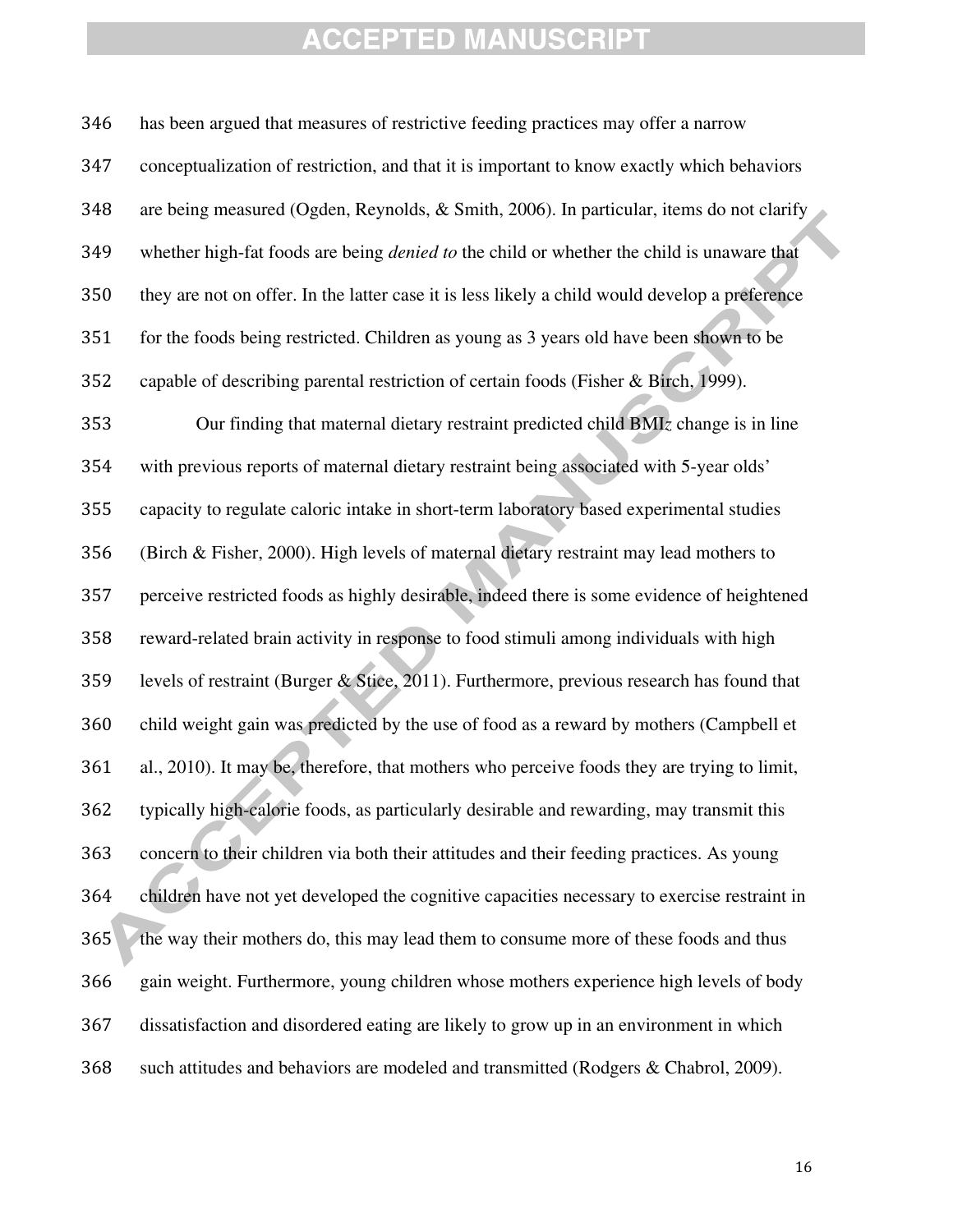has been argued that measures of restrictive feeding practices may offer a narrow conceptualization of restriction, and that it is important to know exactly which behaviors are being measured (Ogden, Reynolds, & Smith, 2006). In particular, items do not clarify whether high-fat foods are being *denied to* the child or whether the child is unaware that they are not on offer. In the latter case it is less likely a child would develop a preference for the foods being restricted. Children as young as 3 years old have been shown to be capable of describing parental restriction of certain foods (Fisher & Birch, 1999).

Our finding that maternal dietary restraint predicted child BMI*z* change is in line with previous reports of maternal dietary restraint being associated with 5-year olds' capacity to regulate caloric intake in short-term laboratory based experimental studies (Birch & Fisher, 2000). High levels of maternal dietary restraint may lead mothers to perceive restricted foods as highly desirable, indeed there is some evidence of heightened reward-related brain activity in response to food stimuli among individuals with high levels of restraint (Burger & Stice, 2011). Furthermore, previous research has found that child weight gain was predicted by the use of food as a reward by mothers (Campbell et al., 2010). It may be, therefore, that mothers who perceive foods they are trying to limit, typically high-calorie foods, as particularly desirable and rewarding, may transmit this concern to their children via both their attitudes and their feeding practices. As young children have not yet developed the cognitive capacities necessary to exercise restraint in the way their mothers do, this may lead them to consume more of these foods and thus gain weight. Furthermore, young children whose mothers experience high levels of body dissatisfaction and disordered eating are likely to grow up in an environment in which such attitudes and behaviors are modeled and transmitted (Rodgers & Chabrol, 2009).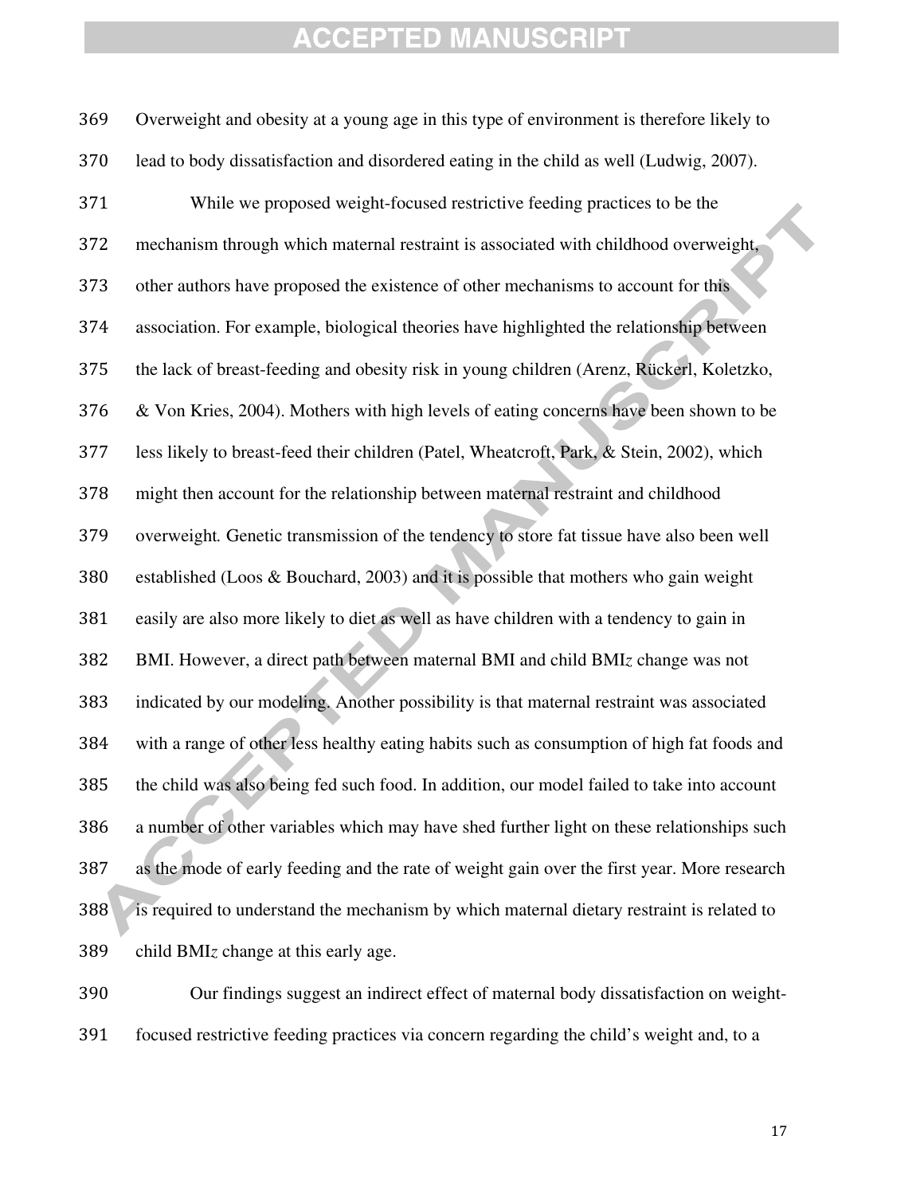Overweight and obesity at a young age in this type of environment is therefore likely to lead to body dissatisfaction and disordered eating in the child as well (Ludwig, 2007).

While we proposed weight-focused restrictive feeding practices to be the mechanism through which maternal restraint is associated with childhood overweight, other authors have proposed the existence of other mechanisms to account for this association. For example, biological theories have highlighted the relationship between the lack of breast-feeding and obesity risk in young children (Arenz, Rückerl, Koletzko, & Von Kries, 2004). Mothers with high levels of eating concerns have been shown to be less likely to breast-feed their children (Patel, Wheatcroft, Park, & Stein, 2002), which might then account for the relationship between maternal restraint and childhood overweight. Genetic transmission of the tendency to store fat tissue have also been well established (Loos & Bouchard, 2003) and it is possible that mothers who gain weight easily are also more likely to diet as well as have children with a tendency to gain in BMI. However, a direct path between maternal BMI and child BMI*z* change was not indicated by our modeling. Another possibility is that maternal restraint was associated with a range of other less healthy eating habits such as consumption of high fat foods and the child was also being fed such food. In addition, our model failed to take into account a number of other variables which may have shed further light on these relationships such as the mode of early feeding and the rate of weight gain over the first year. More research is required to understand the mechanism by which maternal dietary restraint is related to child BMI*z* change at this early age.

Our findings suggest an indirect effect of maternal body dissatisfaction on weight-focused restrictive feeding practices via concern regarding the child's weight and, to a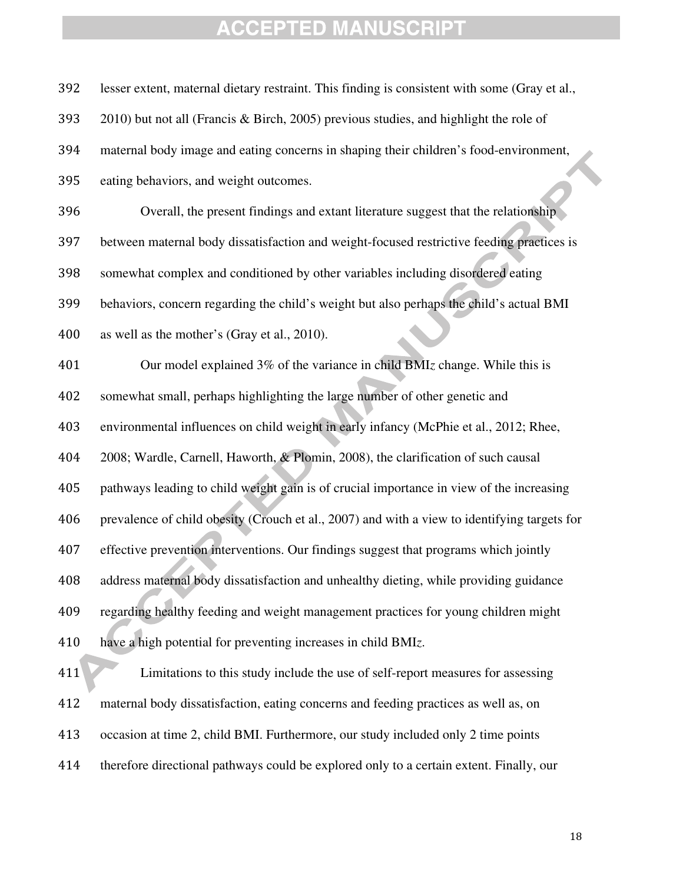lesser extent, maternal dietary restraint. This finding is consistent with some (Gray et al., 2010) but not all (Francis & Birch, 2005) previous studies, and highlight the role of maternal body image and eating concerns in shaping their children's food-environment, eating behaviors, and weight outcomes.

Overall, the present findings and extant literature suggest that the relationship between maternal body dissatisfaction and weight-focused restrictive feeding practices is somewhat complex and conditioned by other variables including disordered eating behaviors, concern regarding the child's weight but also perhaps the child's actual BMI as well as the mother's (Gray et al., 2010).

Our model explained 3% of the variance in child BMI*z* change. While this is somewhat small, perhaps highlighting the large number of other genetic and environmental influences on child weight in early infancy (McPhie et al., 2012; Rhee, 2008; Wardle, Carnell, Haworth, & Plomin, 2008), the clarification of such causal pathways leading to child weight gain is of crucial importance in view of the increasing prevalence of child obesity (Crouch et al., 2007) and with a view to identifying targets for effective prevention interventions. Our findings suggest that programs which jointly address maternal body dissatisfaction and unhealthy dieting, while providing guidance regarding healthy feeding and weight management practices for young children might have a high potential for preventing increases in child BMI*z*.

Limitations to this study include the use of self-report measures for assessing maternal body dissatisfaction, eating concerns and feeding practices as well as, on occasion at time 2, child BMI. Furthermore, our study included only 2 time points therefore directional pathways could be explored only to a certain extent. Finally, our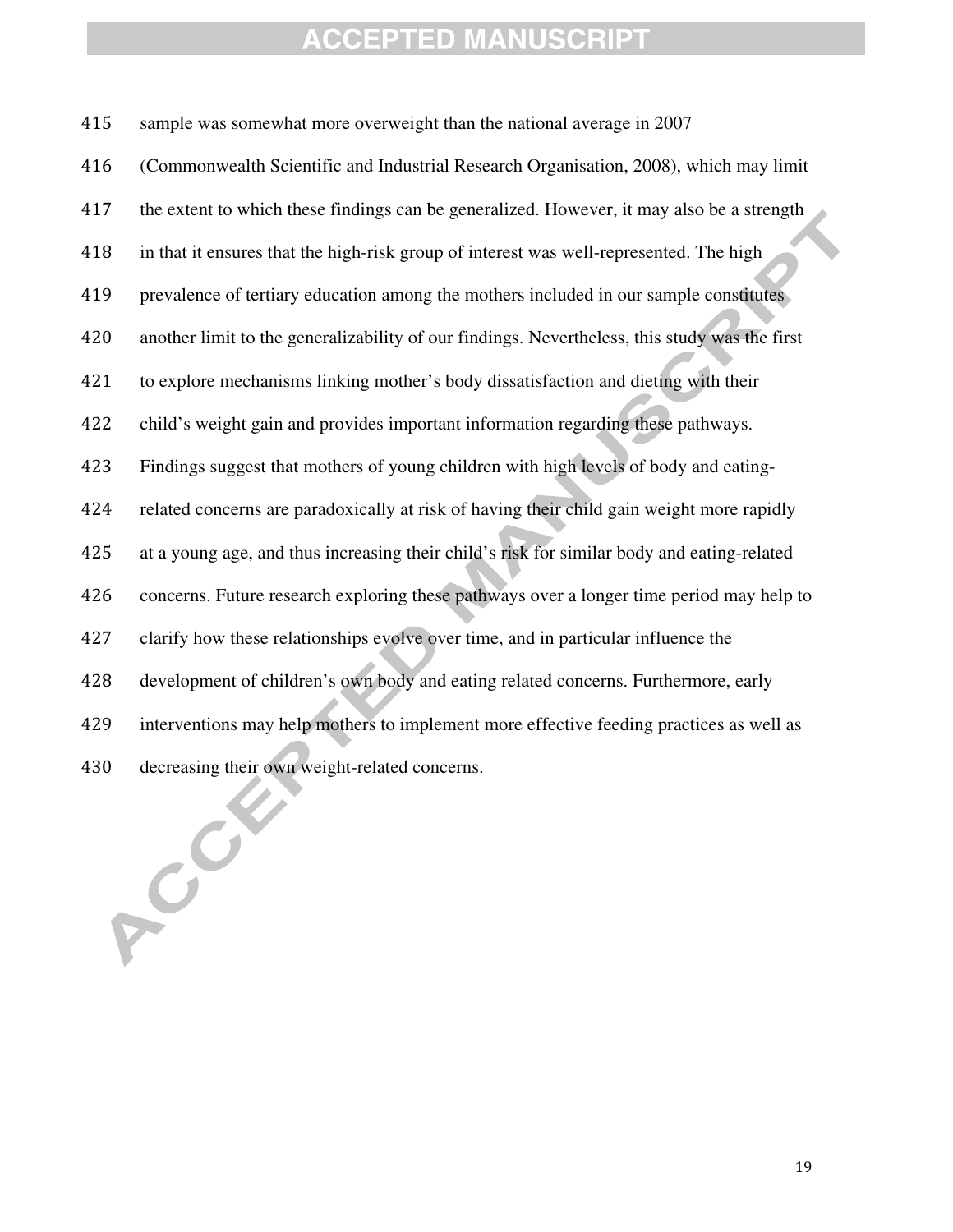sample was somewhat more overweight than the national average in 2007 (Commonwealth Scientific and Industrial Research Organisation, 2008), which may limit the extent to which these findings can be generalized. However, it may also be a strength in that it ensures that the high-risk group of interest was well-represented. The high prevalence of tertiary education among the mothers included in our sample constitutes another limit to the generalizability of our findings. Nevertheless, this study was the first to explore mechanisms linking mother's body dissatisfaction and dieting with their child's weight gain and provides important information regarding these pathways. Findings suggest that mothers of young children with high levels of body and eating-related concerns are paradoxically at risk of having their child gain weight more rapidly at a young age, and thus increasing their child's risk for similar body and eating-related concerns. Future research exploring these pathways over a longer time period may help to clarify how these relationships evolve over time, and in particular influence the development of children's own body and eating related concerns. Furthermore, early interventions may help mothers to implement more effective feeding practices as well as decreasing their own weight-related concerns.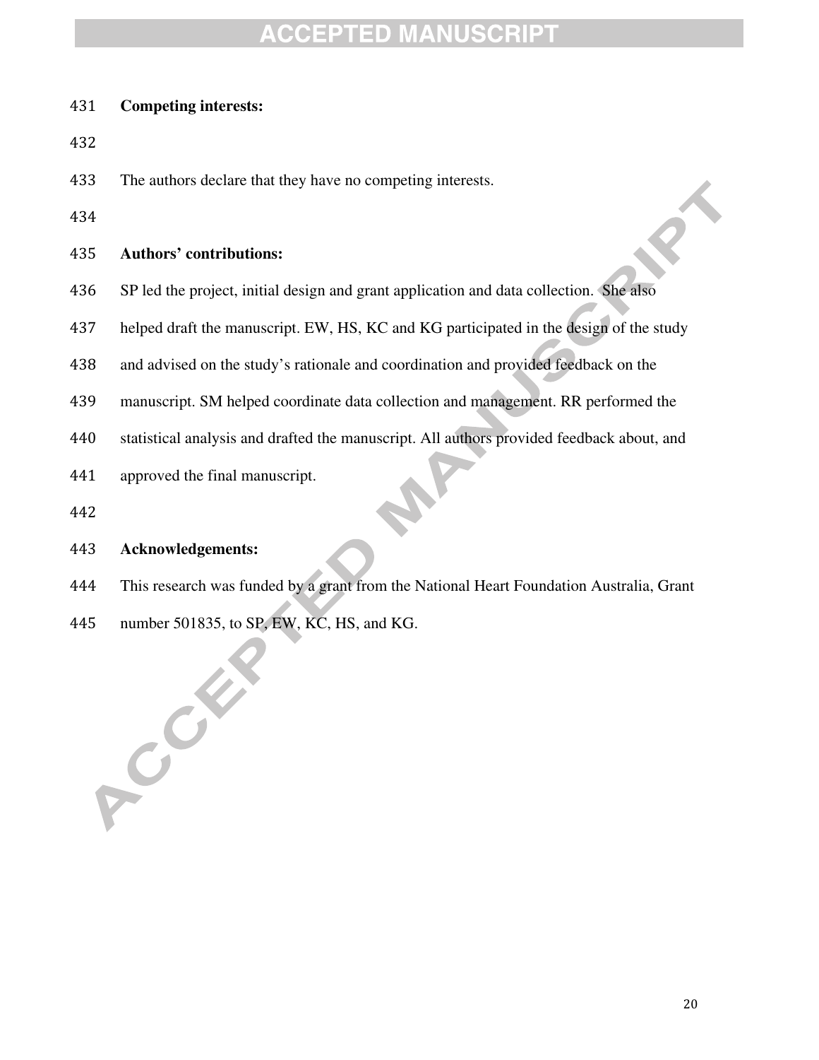**Competing interests:**

The authors declare that they have no competing interests.

**Authors' contributions:**

SP led the project, initial design and grant application and data collection. She also helped draft the manuscript. EW, HS, KC and KG participated in the design of the study and advised on the study's rationale and coordination and provided feedback on the manuscript. SM helped coordinate data collection and management. RR performed the statistical analysis and drafted the manuscript. All authors provided feedback about, and approved the final manuscript.

**Acknowledgements:**

This research was funded by a grant from the National Heart Foundation Australia, Grant number 501835, to SP, EW, KC, HS, and KG.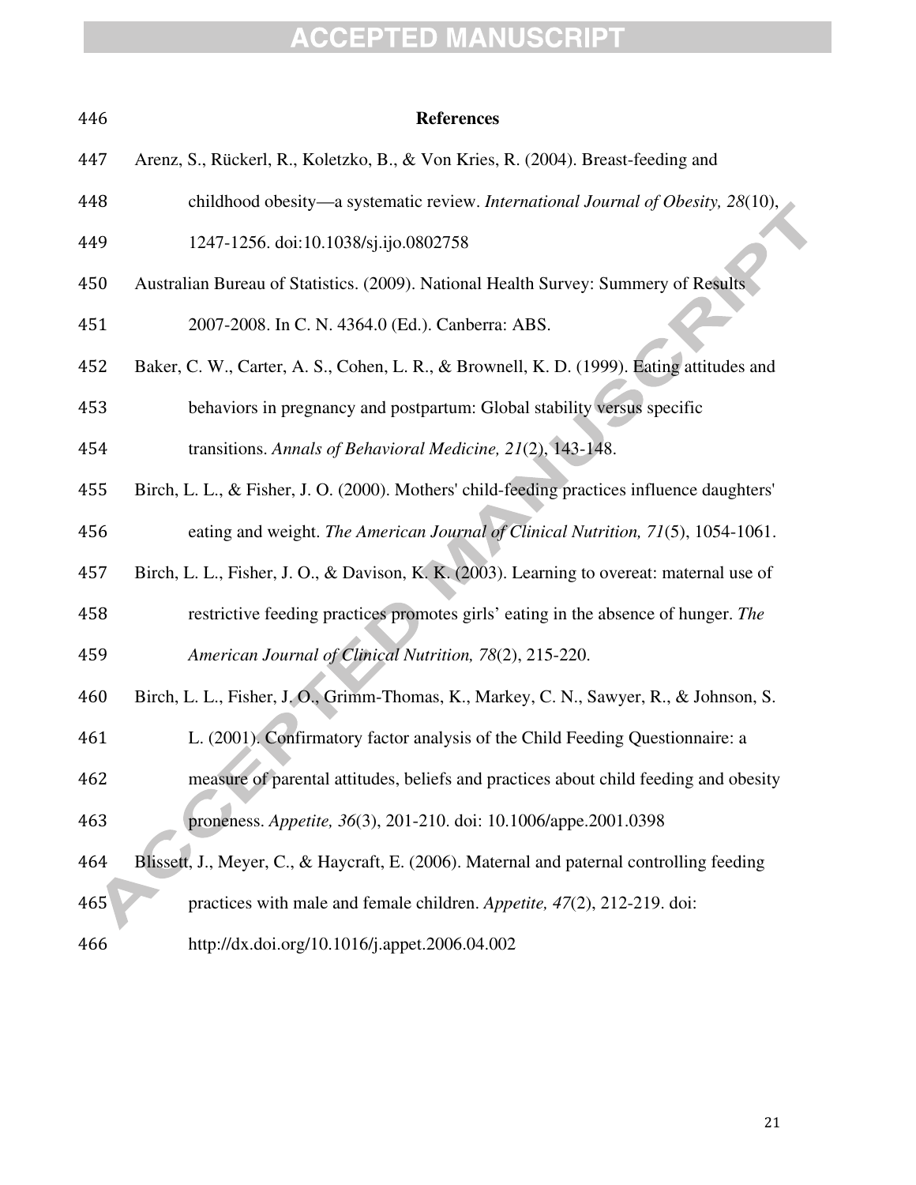## References

Arenz, S., Rückerl, R., Koletzko, B., & Von Kries, R. (2004). Breast-feeding and childhood obesity—a systematic review. *International Journal of Obesity, 28*(10), 1247-1256. doi:10.1038/sj.ijo.0802758

Australian Bureau of Statistics. (2009). National Health Survey: Summery of Results 2007-2008. In C. N. 4364.0 (Ed.). Canberra: ABS.

Baker, C. W., Carter, A. S., Cohen, L. R., & Brownell, K. D. (1999). Eating attitudes and behaviors in pregnancy and postpartum: Global stability versus specific transitions. *Annals of Behavioral Medicine, 21*(2), 143-148.

Birch, L. L., & Fisher, J. O. (2000). Mothers' child-feeding practices influence daughters' eating and weight. *The American Journal of Clinical Nutrition, 71*(5), 1054-1061.

Birch, L. L., Fisher, J. O., & Davison, K. K. (2003). Learning to overeat: maternal use of restrictive feeding practices promotes girls' eating in the absence of hunger. *The American Journal of Clinical Nutrition, 78*(2), 215-220.

Birch, L. L., Fisher, J. O., Grimm-Thomas, K., Markey, C. N., Sawyer, R., & Johnson, S. L. (2001). Confirmatory factor analysis of the Child Feeding Questionnaire: a measure of parental attitudes, beliefs and practices about child feeding and obesity proneness. *Appetite, 36*(3), 201-210. doi: 10.1006/appe.2001.0398

Blissett, J., Meyer, C., & Haycraft, E. (2006). Maternal and paternal controlling feeding practices with male and female children. *Appetite, 47*(2), 212-219. doi: http://dx.doi.org/10.1016/j.appet.2006.04.002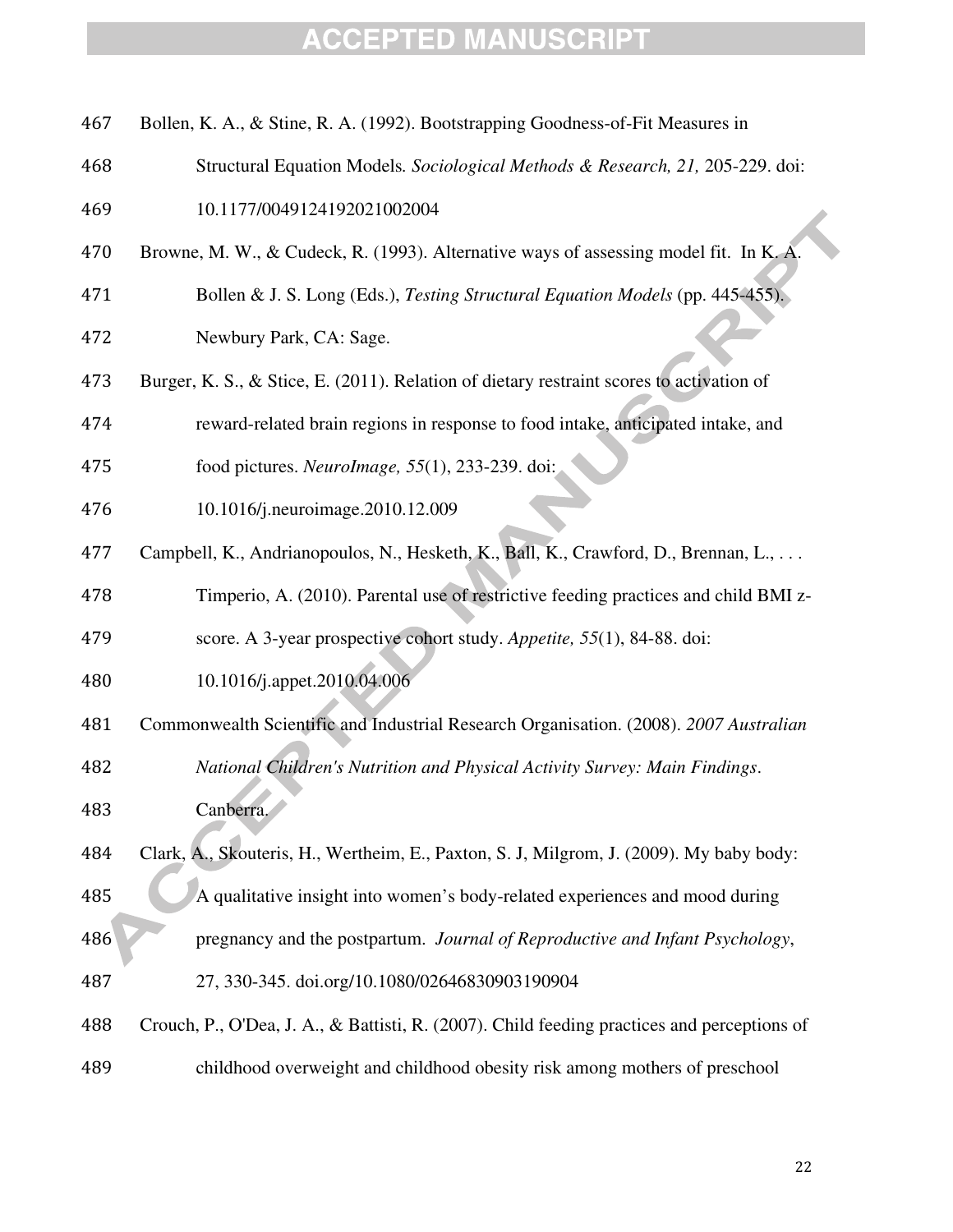Bollen, K. A., & Stine, R. A. (1992). Bootstrapping Goodness-of-Fit Measures in Structural Equation Models. *Sociological Methods & Research, 21,* 205-229. doi: 10.1177/0049124192021002004

Browne, M. W., & Cudeck, R. (1993). Alternative ways of assessing model fit. In K. A. Bollen & J. S. Long (Eds.), *Testing Structural Equation Models* (pp. 445-455). Newbury Park, CA: Sage.

Burger, K. S., & Stice, E. (2011). Relation of dietary restraint scores to activation of reward-related brain regions in response to food intake, anticipated intake, and food pictures. *NeuroImage, 55*(1), 233-239. doi: 10.1016/j.neuroimage.2010.12.009

Campbell, K., Andrianopoulos, N., Hesketh, K., Ball, K., Crawford, D., Brennan, L., . . . Timperio, A. (2010). Parental use of restrictive feeding practices and child BMI z-score. A 3-year prospective cohort study. *Appetite, 55*(1), 84-88. doi: 10.1016/j.appet.2010.04.006

Commonwealth Scientific and Industrial Research Organisation. (2008). *2007 Australian National Children's Nutrition and Physical Activity Survey: Main Findings*. Canberra.

Clark, A., Skouteris, H., Wertheim, E., Paxton, S. J, Milgrom, J. (2009). My baby body: A qualitative insight into women's body-related experiences and mood during pregnancy and the postpartum. *Journal of Reproductive and Infant Psychology*, 27, 330-345. doi.org/10.1080/02646830903190904

Crouch, P., O'Dea, J. A., & Battisti, R. (2007). Child feeding practices and perceptions of childhood overweight and childhood obesity risk among mothers of preschool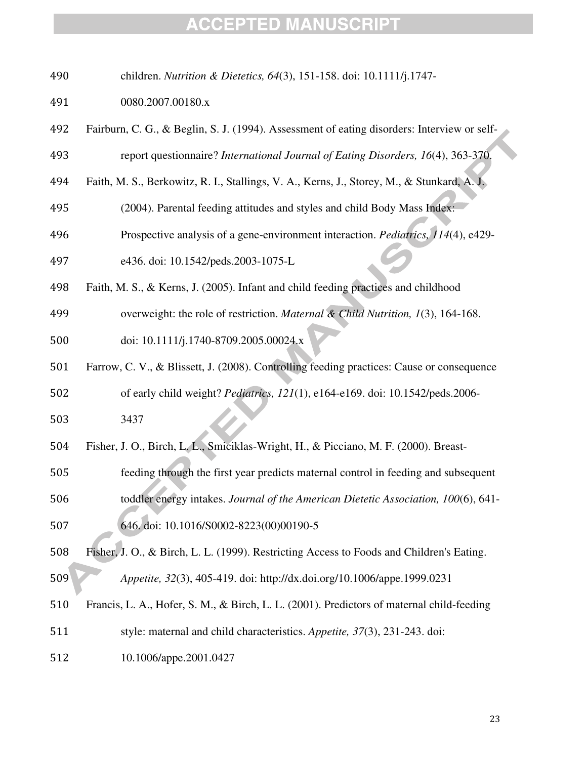children. *Nutrition & Dietetics, 64*(3), 151-158. doi: 10.1111/j.1747-0080.2007.00180.x

Fairburn, C. G., & Beglin, S. J. (1994). Assessment of eating disorders: Interview or self-report questionnaire? *International Journal of Eating Disorders, 16*(4), 363-370.

Faith, M. S., Berkowitz, R. I., Stallings, V. A., Kerns, J., Storey, M., & Stunkard, A. J. (2004). Parental feeding attitudes and styles and child Body Mass Index: Prospective analysis of a gene-environment interaction. *Pediatrics, 114*(4), e429-e436. doi: 10.1542/peds.2003-1075-L

Faith, M. S., & Kerns, J. (2005). Infant and child feeding practices and childhood overweight: the role of restriction. *Maternal & Child Nutrition, 1*(3), 164-168. doi: 10.1111/j.1740-8709.2005.00024.x

Farrow, C. V., & Blissett, J. (2008). Controlling feeding practices: Cause or consequence of early child weight? *Pediatrics, 121*(1), e164-e169. doi: 10.1542/peds.2006-3437

Fisher, J. O., Birch, L. L., Smiciklas-Wright, H., & Picciano, M. F. (2000). Breast-feeding through the first year predicts maternal control in feeding and subsequent toddler energy intakes. *Journal of the American Dietetic Association, 100*(6), 641-646. doi: 10.1016/S0002-8223(00)00190-5

Fisher, J. O., & Birch, L. L. (1999). Restricting Access to Foods and Children's Eating. *Appetite, 32*(3), 405-419. doi: http://dx.doi.org/10.1006/appe.1999.0231

Francis, L. A., Hofer, S. M., & Birch, L. L. (2001). Predictors of maternal child-feeding style: maternal and child characteristics. *Appetite, 37*(3), 231-243. doi: 10.1006/appe.2001.0427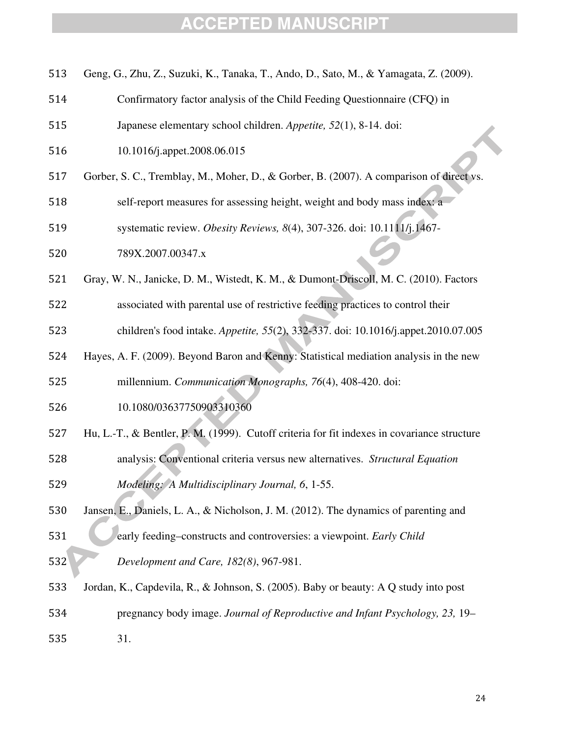Geng, G., Zhu, Z., Suzuki, K., Tanaka, T., Ando, D., Sato, M., & Yamagata, Z. (2009). Confirmatory factor analysis of the Child Feeding Questionnaire (CFQ) in Japanese elementary school children. *Appetite, 52*(1), 8-14. doi: 10.1016/j.appet.2008.06.015

Gorber, S. C., Tremblay, M., Moher, D., & Gorber, B. (2007). A comparison of direct vs. self-report measures for assessing height, weight and body mass index: a systematic review. *Obesity Reviews, 8*(4), 307-326. doi: 10.1111/j.1467-789X.2007.00347.x

Gray, W. N., Janicke, D. M., Wistedt, K. M., & Dumont-Driscoll, M. C. (2010). Factors associated with parental use of restrictive feeding practices to control their children's food intake. *Appetite, 55*(2), 332-337. doi: 10.1016/j.appet.2010.07.005

Hayes, A. F. (2009). Beyond Baron and Kenny: Statistical mediation analysis in the new millennium. *Communication Monographs, 76*(4), 408-420. doi: 10.1080/03637750903310360

Hu, L.-T., & Bentler, P. M. (1999). Cutoff criteria for fit indexes in covariance structure analysis: Conventional criteria versus new alternatives. *Structural Equation Modeling: A Multidisciplinary Journal, 6*, 1-55.

Jansen, E., Daniels, L. A., & Nicholson, J. M. (2012). The dynamics of parenting and early feeding–constructs and controversies: a viewpoint. *Early Child Development and Care, 182(8)*, 967-981.

Jordan, K., Capdevila, R., & Johnson, S. (2005). Baby or beauty: A Q study into post pregnancy body image. *Journal of Reproductive and Infant Psychology, 23,* 19–31.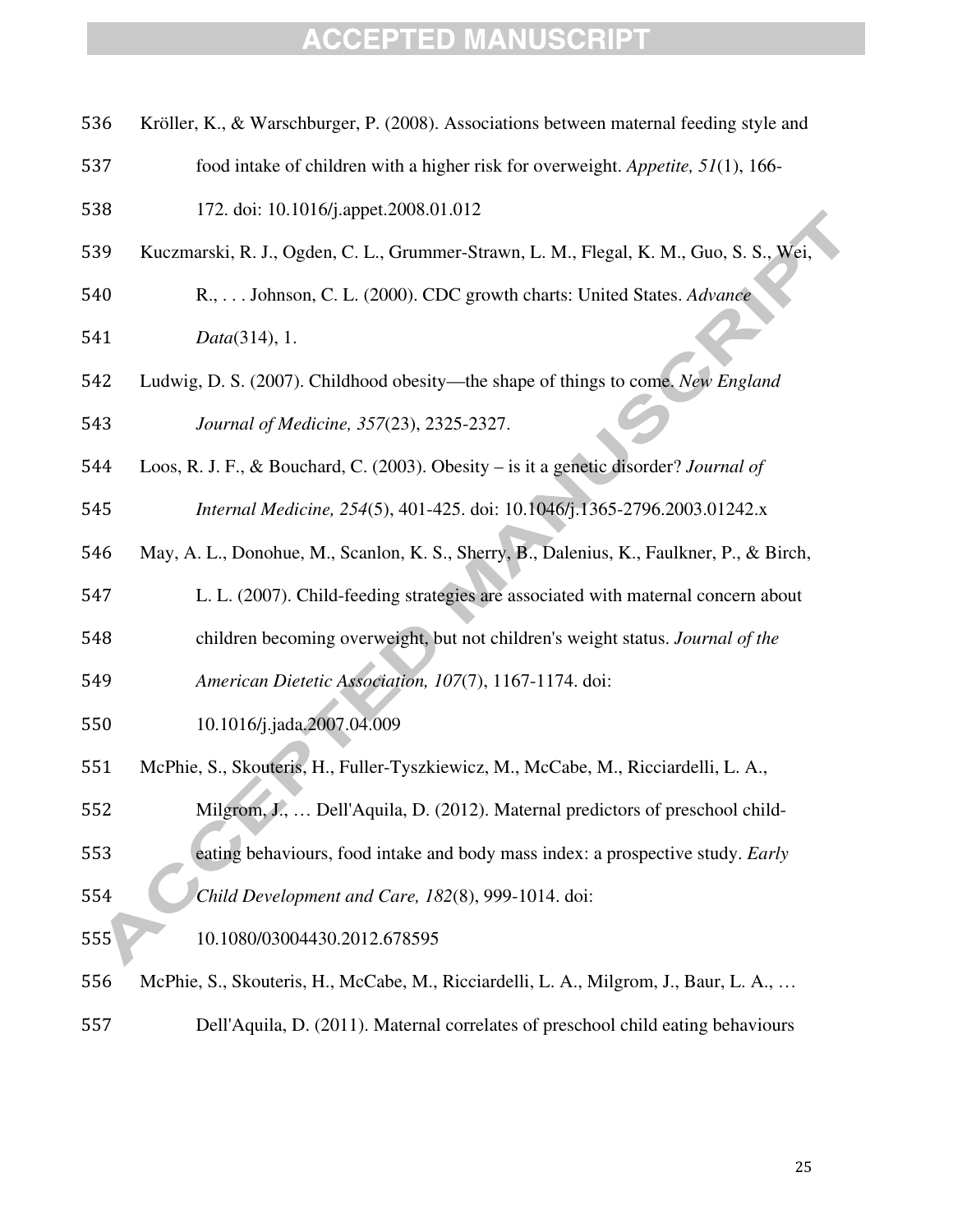Kröller, K., & Warschburger, P. (2008). Associations between maternal feeding style and food intake of children with a higher risk for overweight. *Appetite, 51*(1), 166-172. doi: 10.1016/j.appet.2008.01.012

Kuczmarski, R. J., Ogden, C. L., Grummer-Strawn, L. M., Flegal, K. M., Guo, S. S., Wei, R., . . . Johnson, C. L. (2000). CDC growth charts: United States. *Advance Data*(314), 1.

Ludwig, D. S. (2007). Childhood obesity—the shape of things to come. *New England Journal of Medicine, 357*(23), 2325-2327.

Loos, R. J. F., & Bouchard, C. (2003). Obesity – is it a genetic disorder? *Journal of Internal Medicine, 254*(5), 401-425. doi: 10.1046/j.1365-2796.2003.01242.x

May, A. L., Donohue, M., Scanlon, K. S., Sherry, B., Dalenius, K., Faulkner, P., & Birch, L. L. (2007). Child-feeding strategies are associated with maternal concern about children becoming overweight, but not children's weight status. *Journal of the American Dietetic Association, 107*(7), 1167-1174. doi: 10.1016/j.jada.2007.04.009

McPhie, S., Skouteris, H., Fuller-Tyszkiewicz, M., McCabe, M., Ricciardelli, L. A., Milgrom, J., … Dell'Aquila, D. (2012). Maternal predictors of preschool child-eating behaviours, food intake and body mass index: a prospective study. *Early Child Development and Care, 182*(8), 999-1014. doi: 10.1080/03004430.2012.678595

McPhie, S., Skouteris, H., McCabe, M., Ricciardelli, L. A., Milgrom, J., Baur, L. A., … Dell'Aquila, D. (2011). Maternal correlates of preschool child eating behaviours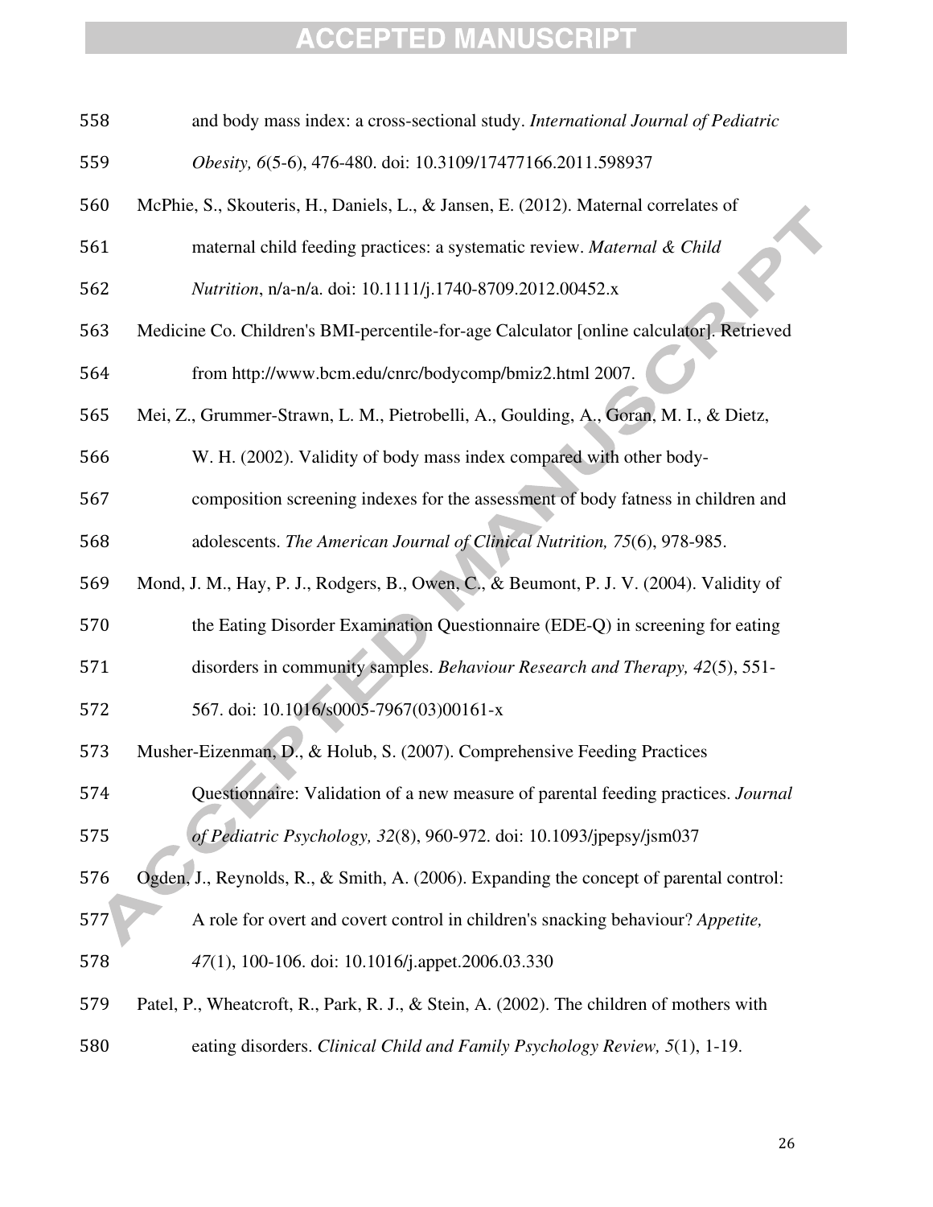and body mass index: a cross-sectional study. *International Journal of Pediatric Obesity, 6*(5-6), 476-480. doi: 10.3109/17477166.2011.598937

McPhie, S., Skouteris, H., Daniels, L., & Jansen, E. (2012). Maternal correlates of maternal child feeding practices: a systematic review. *Maternal & Child Nutrition*, n/a-n/a. doi: 10.1111/j.1740-8709.2012.00452.x

Medicine Co. Children's BMI-percentile-for-age Calculator [online calculator]. Retrieved from http://www.bcm.edu/cnrc/bodycomp/bmiz2.html 2007.

Mei, Z., Grummer-Strawn, L. M., Pietrobelli, A., Goulding, A., Goran, M. I., & Dietz, W. H. (2002). Validity of body mass index compared with other body-composition screening indexes for the assessment of body fatness in children and adolescents. *The American Journal of Clinical Nutrition, 75*(6), 978-985.

Mond, J. M., Hay, P. J., Rodgers, B., Owen, C., & Beumont, P. J. V. (2004). Validity of the Eating Disorder Examination Questionnaire (EDE-Q) in screening for eating disorders in community samples. *Behaviour Research and Therapy, 42*(5), 551-567. doi: 10.1016/s0005-7967(03)00161-x

Musher-Eizenman, D., & Holub, S. (2007). Comprehensive Feeding Practices Questionnaire: Validation of a new measure of parental feeding practices. *Journal of Pediatric Psychology, 32*(8), 960-972. doi: 10.1093/jpepsy/jsm037

Ogden, J., Reynolds, R., & Smith, A. (2006). Expanding the concept of parental control: A role for overt and covert control in children's snacking behaviour? *Appetite, 47*(1), 100-106. doi: 10.1016/j.appet.2006.03.330

Patel, P., Wheatcroft, R., Park, R. J., & Stein, A. (2002). The children of mothers with eating disorders. *Clinical Child and Family Psychology Review, 5*(1), 1-19.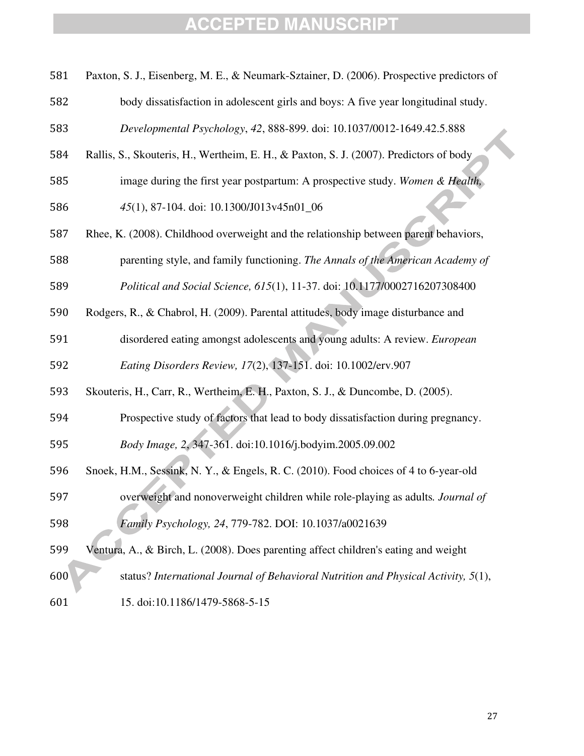Paxton, S. J., Eisenberg, M. E., & Neumark-Sztainer, D. (2006). Prospective predictors of body dissatisfaction in adolescent girls and boys: A five year longitudinal study. *Developmental Psychology*, *42*, 888-899. doi: 10.1037/0012-1649.42.5.888

Rallis, S., Skouteris, H., Wertheim, E. H., & Paxton, S. J. (2007). Predictors of body image during the first year postpartum: A prospective study. *Women & Health, 45*(1), 87-104. doi: 10.1300/J013v45n01_06

Rhee, K. (2008). Childhood overweight and the relationship between parent behaviors, parenting style, and family functioning. *The Annals of the American Academy of Political and Social Science, 615*(1), 11-37. doi: 10.1177/0002716207308400

Rodgers, R., & Chabrol, H. (2009). Parental attitudes, body image disturbance and disordered eating amongst adolescents and young adults: A review. *European Eating Disorders Review, 17*(2), 137-151. doi: 10.1002/erv.907

Skouteris, H., Carr, R., Wertheim, E. H., Paxton, S. J., & Duncombe, D. (2005). Prospective study of factors that lead to body dissatisfaction during pregnancy. *Body Image, 2*, 347-361. doi:10.1016/j.bodyim.2005.09.002

Snoek, H.M., Sessink, N. Y., & Engels, R. C. (2010). Food choices of 4 to 6-year-old overweight and nonoverweight children while role-playing as adults*. Journal of Family Psychology, 24*, 779-782. DOI: 10.1037/a0021639

Ventura, A., & Birch, L. (2008). Does parenting affect children's eating and weight status? *International Journal of Behavioral Nutrition and Physical Activity, 5*(1), 15. doi:10.1186/1479-5868-5-15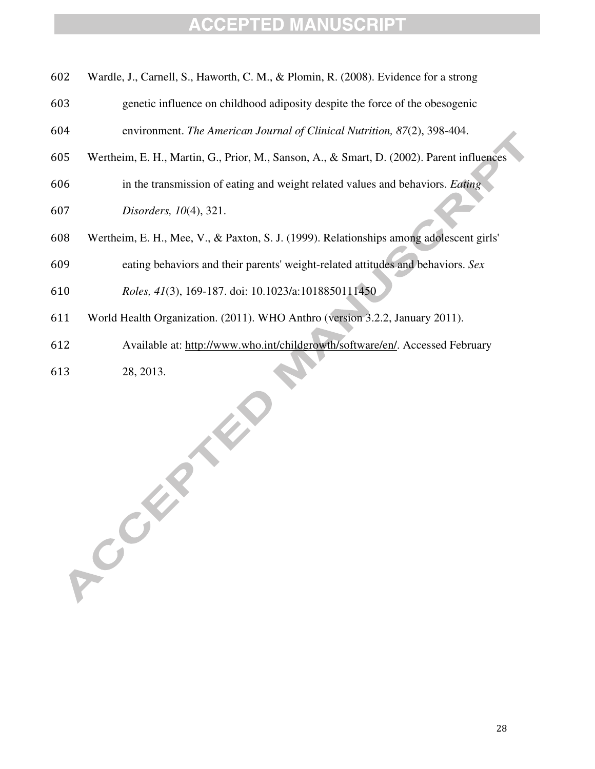Wardle, J., Carnell, S., Haworth, C. M., & Plomin, R. (2008). Evidence for a strong genetic influence on childhood adiposity despite the force of the obesogenic environment. *The American Journal of Clinical Nutrition, 87*(2), 398-404.

Wertheim, E. H., Martin, G., Prior, M., Sanson, A., & Smart, D. (2002). Parent influences in the transmission of eating and weight related values and behaviors. *Eating Disorders, 10*(4), 321.

Wertheim, E. H., Mee, V., & Paxton, S. J. (1999). Relationships among adolescent girls' eating behaviors and their parents' weight-related attitudes and behaviors. *Sex Roles, 41*(3), 169-187. doi: 10.1023/a:1018850111450

World Health Organization. (2011). WHO Anthro (version 3.2.2, January 2011). Available at: http://www.who.int/childgrowth/software/en/. Accessed February 28, 2013.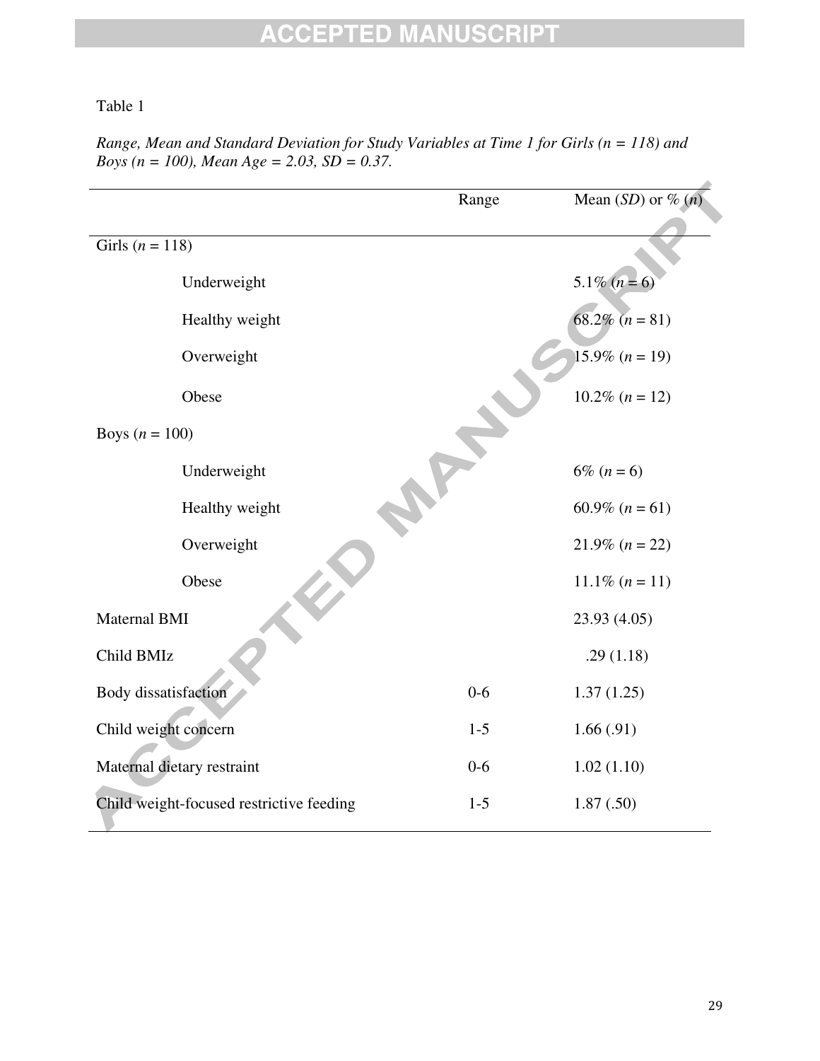Table 1

*Range, Mean and Standard Deviation for Study Variables at Time 1 for Girls (n = 118) and Boys (n = 100), Mean Age = 2.03, SD = 0.37.*

| | Range | Mean (*SD*) or % (*n*) |
|---|---|---|
| Girls (*n* = 118) | | |
| Underweight | | 5.1% (*n* = 6) |
| Healthy weight | | 68.2% (*n* = 81) |
| Overweight | | 15.9% (*n* = 19) |
| Obese | | 10.2% (*n* = 12) |
| Boys (*n* = 100) | | |
| Underweight | | 6% (*n* = 6) |
| Healthy weight | | 60.9% (*n* = 61) |
| Overweight | | 21.9% (*n* = 22) |
| Obese | | 11.1% (*n* = 11) |
| Maternal BMI | | 23.93 (4.05) |
| Child BMIz | | .29 (1.18) |
| Body dissatisfaction | 0-6 | 1.37 (1.25) |
| Child weight concern | 1-5 | 1.66 (.91) |
| Maternal dietary restraint | 0-6 | 1.02 (1.10) |
| Child weight-focused restrictive feeding | 1-5 | 1.87 (.50) |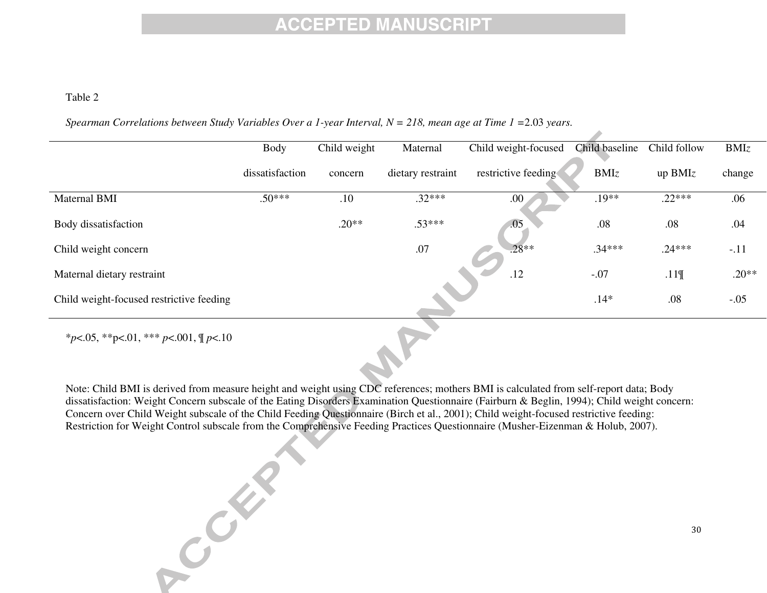Table 2

*Spearman Correlations between Study Variables Over a 1-year Interval, N = 218, mean age at Time 1* =2.03 *years.*

| | Body dissatisfaction | Child weight concern | Maternal dietary restraint | Child weight-focused restrictive feeding | Child baseline BMI*z* | Child follow up BMI*z* | BMI*z* change |
|---|---|---|---|---|---|---|---|
| Maternal BMI | .50*** | .10 | .32*** | .00 | .19** | .22*** | .06 |
| Body dissatisfaction | | .20** | .53*** | .05 | .08 | .08 | .04 |
| Child weight concern | | | .07 | .28** | .34*** | .24*** | -.11 |
| Maternal dietary restraint | | | | .12 | -.07 | .11¶ | .20** |
| Child weight-focused restrictive feeding | | | | | .14* | .08 | -.05 |

*$p<.05$, **$p<.01$, *** $p<.001$, ¶ $p<.10$

Note: Child BMI is derived from measure height and weight using CDC references; mothers BMI is calculated from self-report data; Body dissatisfaction: Weight Concern subscale of the Eating Disorders Examination Questionnaire (Fairburn & Beglin, 1994); Child weight concern: Concern over Child Weight subscale of the Child Feeding Questionnaire (Birch et al., 2001); Child weight-focused restrictive feeding: Restriction for Weight Control subscale from the Comprehensive Feeding Practices Questionnaire (Musher-Eizenman & Holub, 2007).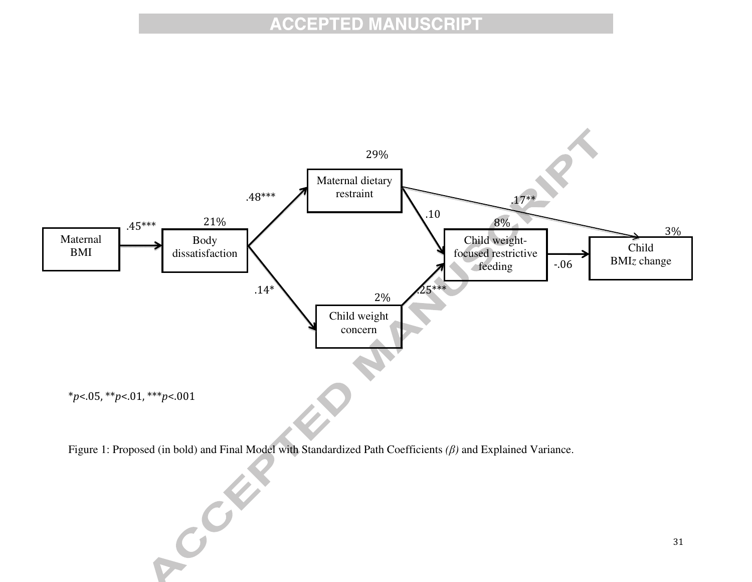29%

Maternal dietary restraint

.48***

.17**

.10

.45***

21%

8%

3%

Maternal BMI

Body dissatisfaction

Child weight-focused restrictive feeding

Child BMI*z* change

-.06

.14*

2%

.25***

Child weight concern

*$p$<.05, **$p$<.01, ***$p$<.001

Figure 1: Proposed (in bold) and Final Model with Standardized Path Coefficients *(β)* and Explained Variance.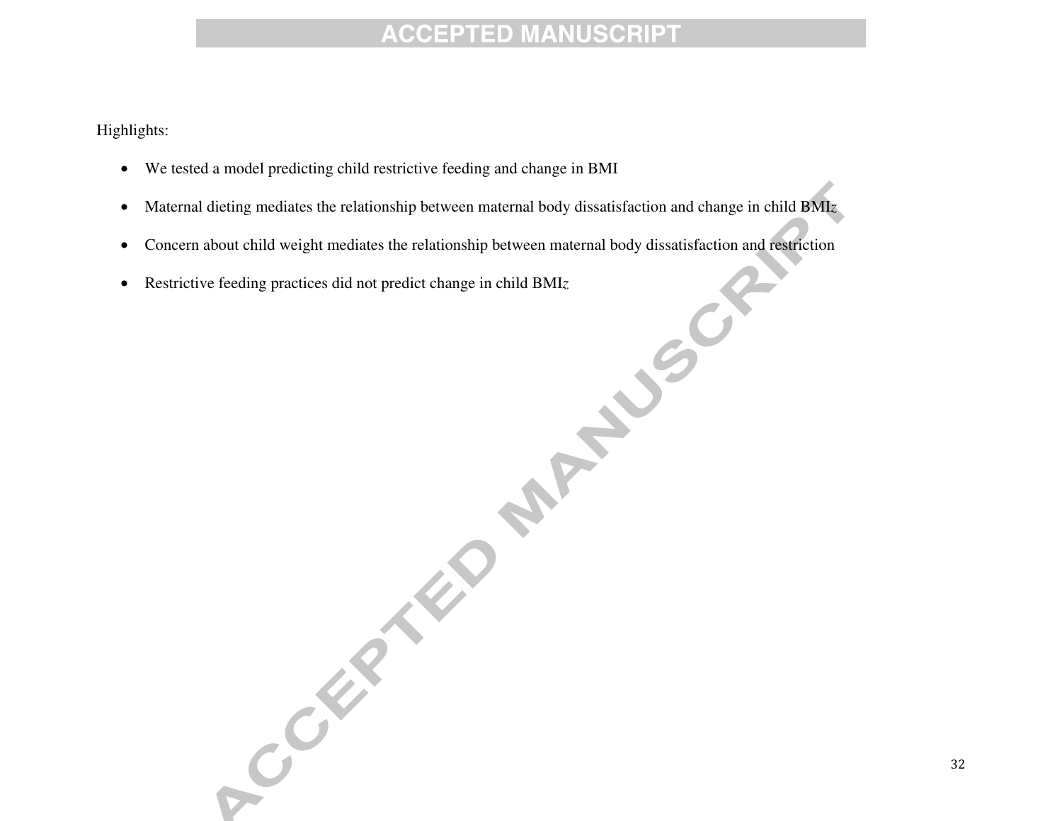Highlights:

- We tested a model predicting child restrictive feeding and change in BMI
- Maternal dieting mediates the relationship between maternal body dissatisfaction and change in child BMI*z*
- Concern about child weight mediates the relationship between maternal body dissatisfaction and restriction
- Restrictive feeding practices did not predict change in child BMI*z*